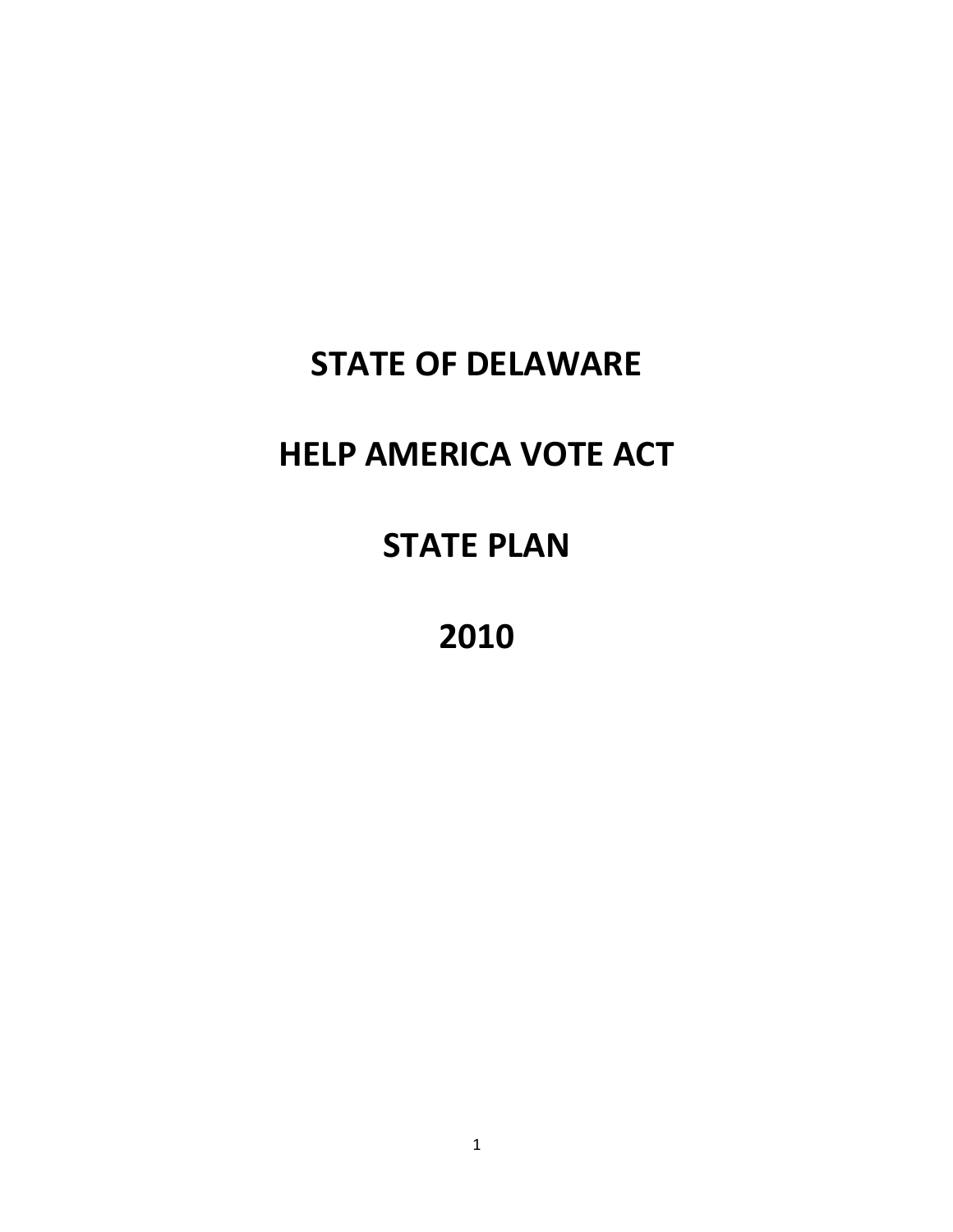# STATE OF DELAWARE

# HELP AMERICA VOTE ACT

# STATE PLAN

# 2010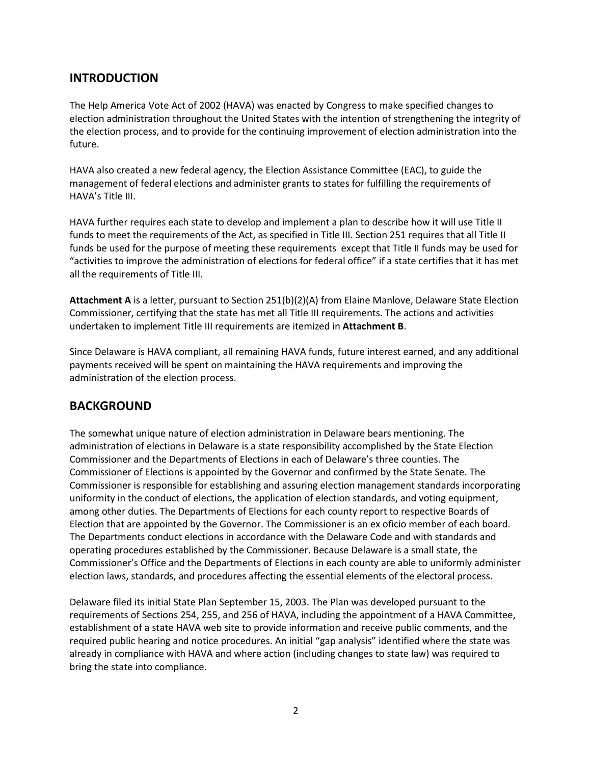## INTRODUCTION

The Help America Vote Act of 2002 (HAVA) was enacted by Congress to make specified changes to election administration throughout the United States with the intention of strengthening the integrity of the election process, and to provide for the continuing improvement of election administration into the future.

HAVA also created a new federal agency, the Election Assistance Committee (EAC), to guide the management of federal elections and administer grants to states for fulfilling the requirements of HAVA's Title III.

HAVA further requires each state to develop and implement a plan to describe how it will use Title II funds to meet the requirements of the Act, as specified in Title III. Section 251 requires that all Title II funds be used for the purpose of meeting these requirements except that Title II funds may be used for "activities to improve the administration of elections for federal office" if a state certifies that it has met all the requirements of Title III.

**Attachment A** is a letter, pursuant to Section 251(b)(2)(A) from Elaine Manlove, Delaware State Election Commissioner, certifying that the state has met all Title III requirements. The actions and activities undertaken to implement Title III requirements are itemized in **Attachment B**.

Since Delaware is HAVA compliant, all remaining HAVA funds, future interest earned, and any additional payments received will be spent on maintaining the HAVA requirements and improving the administration of the election process.

## BACKGROUND

The somewhat unique nature of election administration in Delaware bears mentioning. The administration of elections in Delaware is a state responsibility accomplished by the State Election Commissioner and the Departments of Elections in each of Delaware's three counties. The Commissioner of Elections is appointed by the Governor and confirmed by the State Senate. The Commissioner is responsible for establishing and assuring election management standards incorporating uniformity in the conduct of elections, the application of election standards, and voting equipment, among other duties. The Departments of Elections for each county report to respective Boards of Election that are appointed by the Governor. The Commissioner is an ex oficio member of each board. The Departments conduct elections in accordance with the Delaware Code and with standards and operating procedures established by the Commissioner. Because Delaware is a small state, the Commissioner's Office and the Departments of Elections in each county are able to uniformly administer election laws, standards, and procedures affecting the essential elements of the electoral process.

Delaware filed its initial State Plan September 15, 2003. The Plan was developed pursuant to the requirements of Sections 254, 255, and 256 of HAVA, including the appointment of a HAVA Committee, establishment of a state HAVA web site to provide information and receive public comments, and the required public hearing and notice procedures. An initial "gap analysis" identified where the state was already in compliance with HAVA and where action (including changes to state law) was required to bring the state into compliance.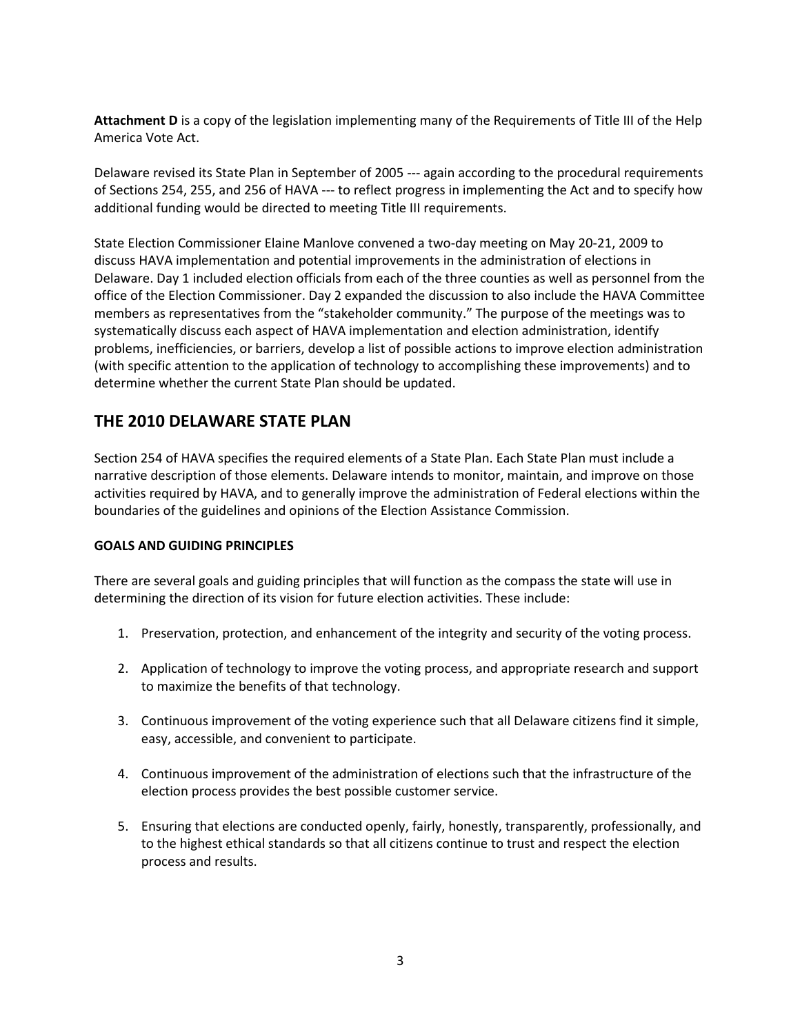**Attachment D** is a copy of the legislation implementing many of the Requirements of Title III of the Help America Vote Act.

Delaware revised its State Plan in September of 2005 --- again according to the procedural requirements of Sections 254, 255, and 256 of HAVA --- to reflect progress in implementing the Act and to specify how additional funding would be directed to meeting Title III requirements.

State Election Commissioner Elaine Manlove convened a two-day meeting on May 20-21, 2009 to discuss HAVA implementation and potential improvements in the administration of elections in Delaware. Day 1 included election officials from each of the three counties as well as personnel from the office of the Election Commissioner. Day 2 expanded the discussion to also include the HAVA Committee members as representatives from the "stakeholder community." The purpose of the meetings was to systematically discuss each aspect of HAVA implementation and election administration, identify problems, inefficiencies, or barriers, develop a list of possible actions to improve election administration (with specific attention to the application of technology to accomplishing these improvements) and to determine whether the current State Plan should be updated.

## THE 2010 DELAWARE STATE PLAN

Section 254 of HAVA specifies the required elements of a State Plan. Each State Plan must include a narrative description of those elements. Delaware intends to monitor, maintain, and improve on those activities required by HAVA, and to generally improve the administration of Federal elections within the boundaries of the guidelines and opinions of the Election Assistance Commission.

### GOALS AND GUIDING PRINCIPLES

There are several goals and guiding principles that will function as the compass the state will use in determining the direction of its vision for future election activities. These include:

1. Preservation, protection, and enhancement of the integrity and security of the voting process.
2. Application of technology to improve the voting process, and appropriate research and support to maximize the benefits of that technology.
3. Continuous improvement of the voting experience such that all Delaware citizens find it simple, easy, accessible, and convenient to participate.
4. Continuous improvement of the administration of elections such that the infrastructure of the election process provides the best possible customer service.
5. Ensuring that elections are conducted openly, fairly, honestly, transparently, professionally, and to the highest ethical standards so that all citizens continue to trust and respect the election process and results.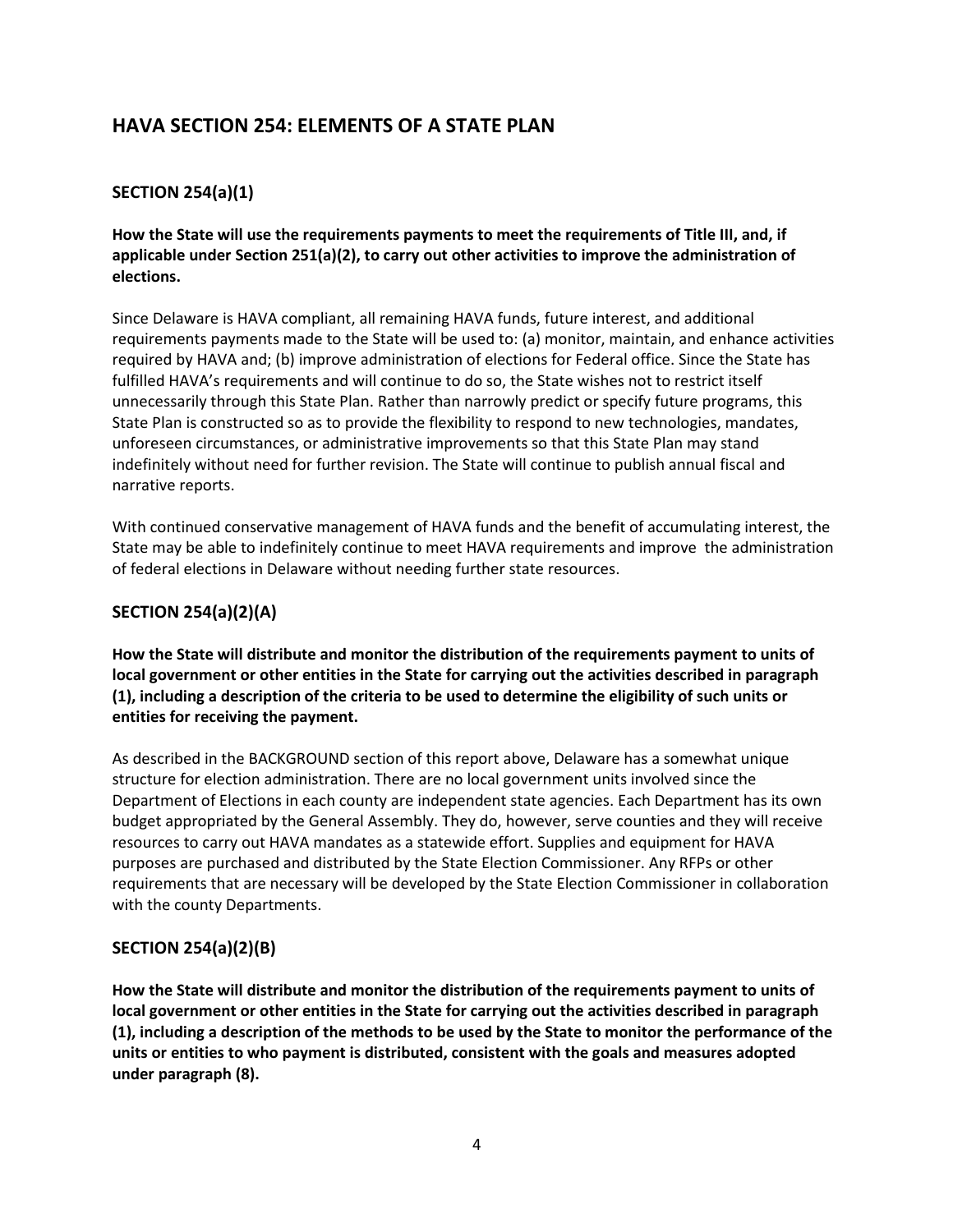## HAVA SECTION 254: ELEMENTS OF A STATE PLAN

### SECTION 254(a)(1)

**How the State will use the requirements payments to meet the requirements of Title III, and, if applicable under Section 251(a)(2), to carry out other activities to improve the administration of elections.**

Since Delaware is HAVA compliant, all remaining HAVA funds, future interest, and additional requirements payments made to the State will be used to: (a) monitor, maintain, and enhance activities required by HAVA and; (b) improve administration of elections for Federal office. Since the State has fulfilled HAVA's requirements and will continue to do so, the State wishes not to restrict itself unnecessarily through this State Plan. Rather than narrowly predict or specify future programs, this State Plan is constructed so as to provide the flexibility to respond to new technologies, mandates, unforeseen circumstances, or administrative improvements so that this State Plan may stand indefinitely without need for further revision. The State will continue to publish annual fiscal and narrative reports.

With continued conservative management of HAVA funds and the benefit of accumulating interest, the State may be able to indefinitely continue to meet HAVA requirements and improve the administration of federal elections in Delaware without needing further state resources.

### SECTION 254(a)(2)(A)

**How the State will distribute and monitor the distribution of the requirements payment to units of local government or other entities in the State for carrying out the activities described in paragraph (1), including a description of the criteria to be used to determine the eligibility of such units or entities for receiving the payment.**

As described in the BACKGROUND section of this report above, Delaware has a somewhat unique structure for election administration. There are no local government units involved since the Department of Elections in each county are independent state agencies. Each Department has its own budget appropriated by the General Assembly. They do, however, serve counties and they will receive resources to carry out HAVA mandates as a statewide effort. Supplies and equipment for HAVA purposes are purchased and distributed by the State Election Commissioner. Any RFPs or other requirements that are necessary will be developed by the State Election Commissioner in collaboration with the county Departments.

### SECTION 254(a)(2)(B)

**How the State will distribute and monitor the distribution of the requirements payment to units of local government or other entities in the State for carrying out the activities described in paragraph (1), including a description of the methods to be used by the State to monitor the performance of the units or entities to who payment is distributed, consistent with the goals and measures adopted under paragraph (8).**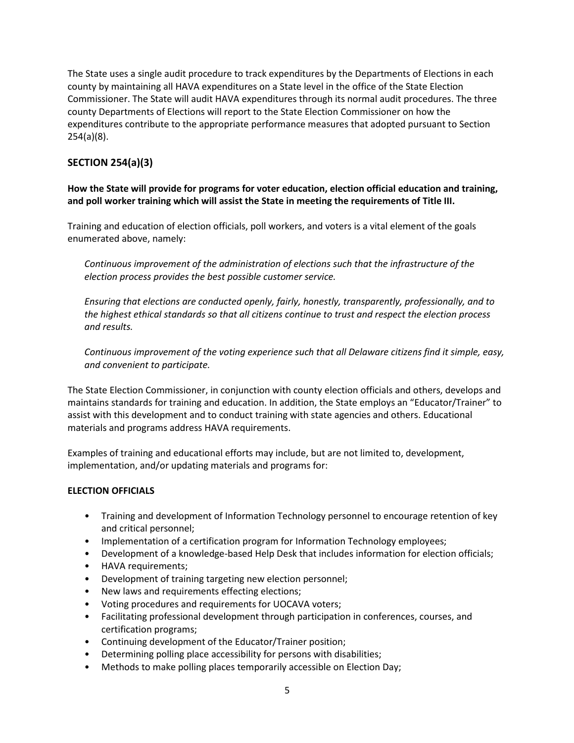The State uses a single audit procedure to track expenditures by the Departments of Elections in each county by maintaining all HAVA expenditures on a State level in the office of the State Election Commissioner. The State will audit HAVA expenditures through its normal audit procedures. The three county Departments of Elections will report to the State Election Commissioner on how the expenditures contribute to the appropriate performance measures that adopted pursuant to Section 254(a)(8).

## SECTION 254(a)(3)

**How the State will provide for programs for voter education, election official education and training, and poll worker training which will assist the State in meeting the requirements of Title III.**

Training and education of election officials, poll workers, and voters is a vital element of the goals enumerated above, namely:

*Continuous improvement of the administration of elections such that the infrastructure of the election process provides the best possible customer service.*

*Ensuring that elections are conducted openly, fairly, honestly, transparently, professionally, and to the highest ethical standards so that all citizens continue to trust and respect the election process and results.*

*Continuous improvement of the voting experience such that all Delaware citizens find it simple, easy, and convenient to participate.*

The State Election Commissioner, in conjunction with county election officials and others, develops and maintains standards for training and education. In addition, the State employs an "Educator/Trainer" to assist with this development and to conduct training with state agencies and others. Educational materials and programs address HAVA requirements.

Examples of training and educational efforts may include, but are not limited to, development, implementation, and/or updating materials and programs for:

**ELECTION OFFICIALS**

- Training and development of Information Technology personnel to encourage retention of key and critical personnel;
- Implementation of a certification program for Information Technology employees;
- Development of a knowledge-based Help Desk that includes information for election officials;
- HAVA requirements;
- Development of training targeting new election personnel;
- New laws and requirements effecting elections;
- Voting procedures and requirements for UOCAVA voters;
- Facilitating professional development through participation in conferences, courses, and certification programs;
- Continuing development of the Educator/Trainer position;
- Determining polling place accessibility for persons with disabilities;
- Methods to make polling places temporarily accessible on Election Day;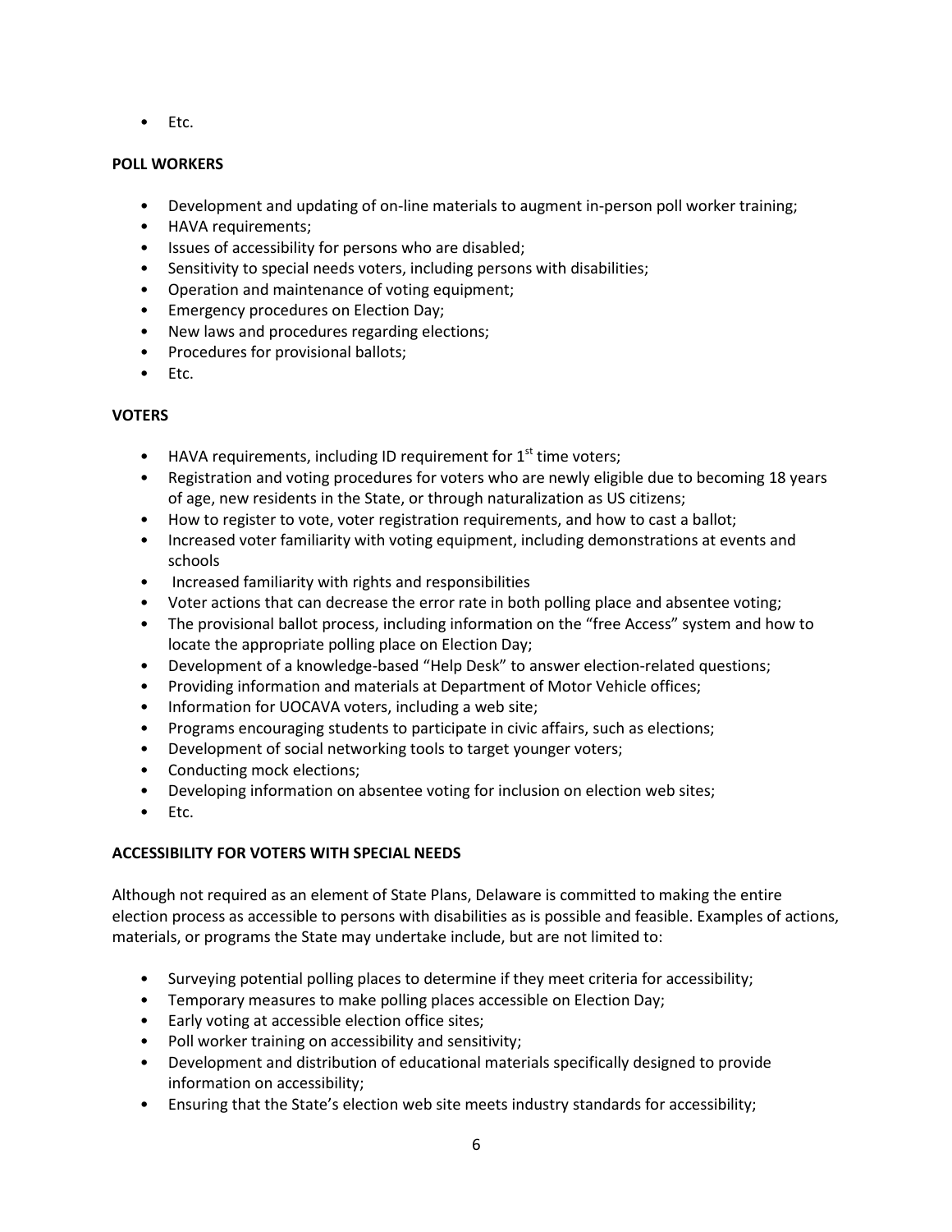- Etc.

**POLL WORKERS**

- Development and updating of on-line materials to augment in-person poll worker training;
- HAVA requirements;
- Issues of accessibility for persons who are disabled;
- Sensitivity to special needs voters, including persons with disabilities;
- Operation and maintenance of voting equipment;
- Emergency procedures on Election Day;
- New laws and procedures regarding elections;
- Procedures for provisional ballots;
- Etc.

**VOTERS**

- HAVA requirements, including ID requirement for 1st time voters;
- Registration and voting procedures for voters who are newly eligible due to becoming 18 years of age, new residents in the State, or through naturalization as US citizens;
- How to register to vote, voter registration requirements, and how to cast a ballot;
- Increased voter familiarity with voting equipment, including demonstrations at events and schools
- Increased familiarity with rights and responsibilities
- Voter actions that can decrease the error rate in both polling place and absentee voting;
- The provisional ballot process, including information on the "free Access" system and how to locate the appropriate polling place on Election Day;
- Development of a knowledge-based "Help Desk" to answer election-related questions;
- Providing information and materials at Department of Motor Vehicle offices;
- Information for UOCAVA voters, including a web site;
- Programs encouraging students to participate in civic affairs, such as elections;
- Development of social networking tools to target younger voters;
- Conducting mock elections;
- Developing information on absentee voting for inclusion on election web sites;
- Etc.

**ACCESSIBILITY FOR VOTERS WITH SPECIAL NEEDS**

Although not required as an element of State Plans, Delaware is committed to making the entire election process as accessible to persons with disabilities as is possible and feasible. Examples of actions, materials, or programs the State may undertake include, but are not limited to:

- Surveying potential polling places to determine if they meet criteria for accessibility;
- Temporary measures to make polling places accessible on Election Day;
- Early voting at accessible election office sites;
- Poll worker training on accessibility and sensitivity;
- Development and distribution of educational materials specifically designed to provide information on accessibility;
- Ensuring that the State's election web site meets industry standards for accessibility;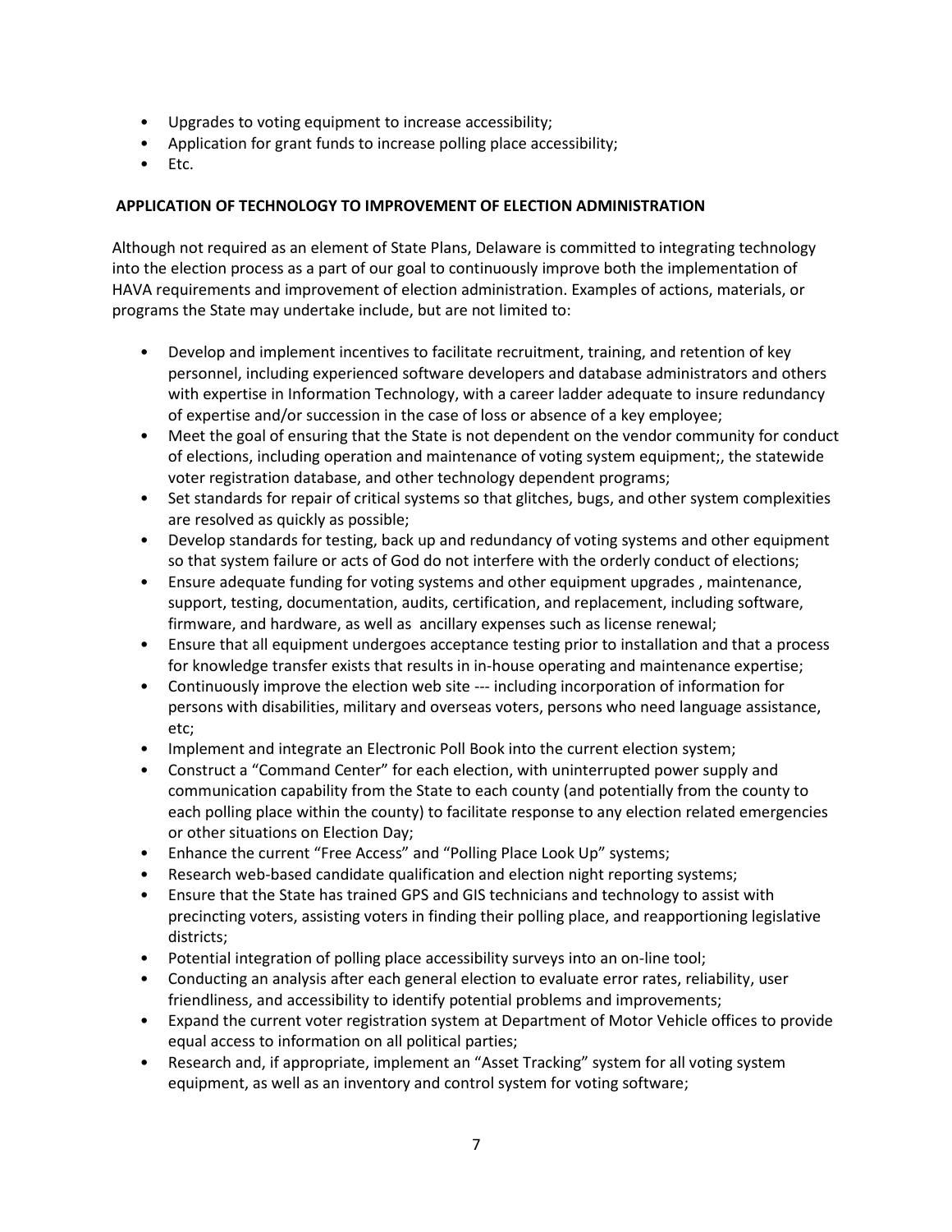- Upgrades to voting equipment to increase accessibility;
- Application for grant funds to increase polling place accessibility;
- Etc.

**APPLICATION OF TECHNOLOGY TO IMPROVEMENT OF ELECTION ADMINISTRATION**

Although not required as an element of State Plans, Delaware is committed to integrating technology into the election process as a part of our goal to continuously improve both the implementation of HAVA requirements and improvement of election administration. Examples of actions, materials, or programs the State may undertake include, but are not limited to:

- Develop and implement incentives to facilitate recruitment, training, and retention of key personnel, including experienced software developers and database administrators and others with expertise in Information Technology, with a career ladder adequate to insure redundancy of expertise and/or succession in the case of loss or absence of a key employee;
- Meet the goal of ensuring that the State is not dependent on the vendor community for conduct of elections, including operation and maintenance of voting system equipment;, the statewide voter registration database, and other technology dependent programs;
- Set standards for repair of critical systems so that glitches, bugs, and other system complexities are resolved as quickly as possible;
- Develop standards for testing, back up and redundancy of voting systems and other equipment so that system failure or acts of God do not interfere with the orderly conduct of elections;
- Ensure adequate funding for voting systems and other equipment upgrades , maintenance, support, testing, documentation, audits, certification, and replacement, including software, firmware, and hardware, as well as ancillary expenses such as license renewal;
- Ensure that all equipment undergoes acceptance testing prior to installation and that a process for knowledge transfer exists that results in in-house operating and maintenance expertise;
- Continuously improve the election web site --- including incorporation of information for persons with disabilities, military and overseas voters, persons who need language assistance, etc;
- Implement and integrate an Electronic Poll Book into the current election system;
- Construct a "Command Center" for each election, with uninterrupted power supply and communication capability from the State to each county (and potentially from the county to each polling place within the county) to facilitate response to any election related emergencies or other situations on Election Day;
- Enhance the current "Free Access" and "Polling Place Look Up" systems;
- Research web-based candidate qualification and election night reporting systems;
- Ensure that the State has trained GPS and GIS technicians and technology to assist with precincting voters, assisting voters in finding their polling place, and reapportioning legislative districts;
- Potential integration of polling place accessibility surveys into an on-line tool;
- Conducting an analysis after each general election to evaluate error rates, reliability, user friendliness, and accessibility to identify potential problems and improvements;
- Expand the current voter registration system at Department of Motor Vehicle offices to provide equal access to information on all political parties;
- Research and, if appropriate, implement an "Asset Tracking" system for all voting system equipment, as well as an inventory and control system for voting software;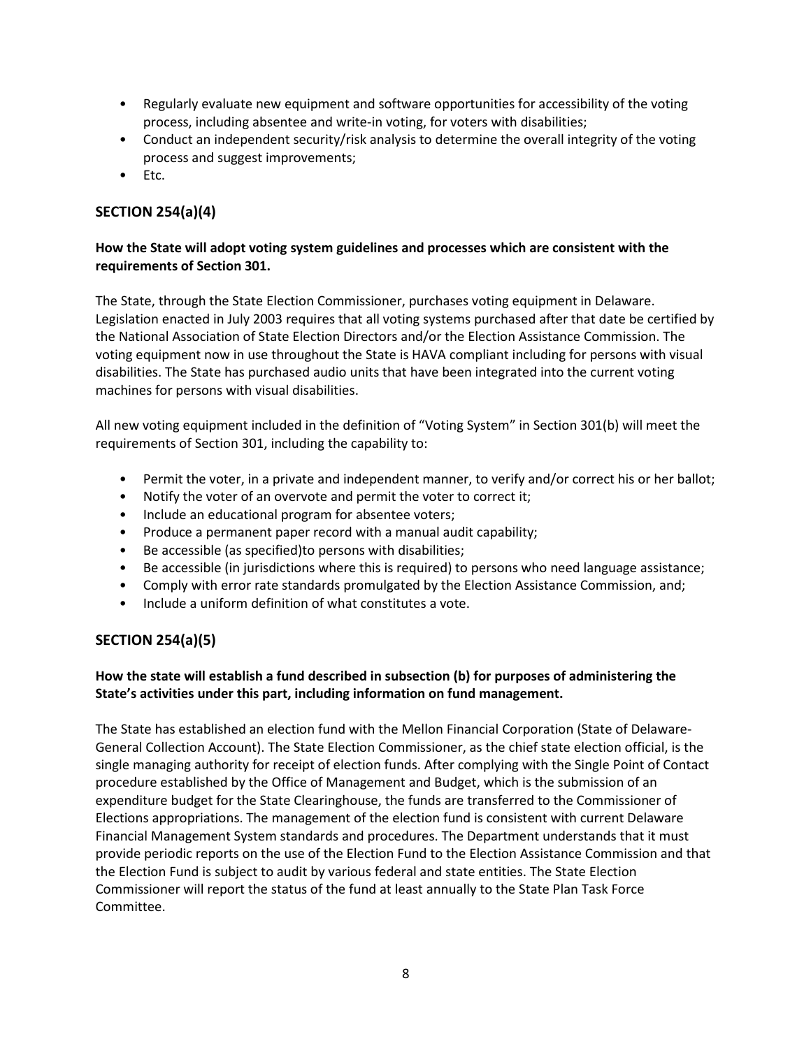- Regularly evaluate new equipment and software opportunities for accessibility of the voting process, including absentee and write-in voting, for voters with disabilities;
- Conduct an independent security/risk analysis to determine the overall integrity of the voting process and suggest improvements;
- Etc.

## SECTION 254(a)(4)

**How the State will adopt voting system guidelines and processes which are consistent with the requirements of Section 301.**

The State, through the State Election Commissioner, purchases voting equipment in Delaware. Legislation enacted in July 2003 requires that all voting systems purchased after that date be certified by the National Association of State Election Directors and/or the Election Assistance Commission. The voting equipment now in use throughout the State is HAVA compliant including for persons with visual disabilities. The State has purchased audio units that have been integrated into the current voting machines for persons with visual disabilities.

All new voting equipment included in the definition of "Voting System" in Section 301(b) will meet the requirements of Section 301, including the capability to:

- Permit the voter, in a private and independent manner, to verify and/or correct his or her ballot;
- Notify the voter of an overvote and permit the voter to correct it;
- Include an educational program for absentee voters;
- Produce a permanent paper record with a manual audit capability;
- Be accessible (as specified)to persons with disabilities;
- Be accessible (in jurisdictions where this is required) to persons who need language assistance;
- Comply with error rate standards promulgated by the Election Assistance Commission, and;
- Include a uniform definition of what constitutes a vote.

## SECTION 254(a)(5)

**How the state will establish a fund described in subsection (b) for purposes of administering the State's activities under this part, including information on fund management.**

The State has established an election fund with the Mellon Financial Corporation (State of Delaware-General Collection Account). The State Election Commissioner, as the chief state election official, is the single managing authority for receipt of election funds. After complying with the Single Point of Contact procedure established by the Office of Management and Budget, which is the submission of an expenditure budget for the State Clearinghouse, the funds are transferred to the Commissioner of Elections appropriations. The management of the election fund is consistent with current Delaware Financial Management System standards and procedures. The Department understands that it must provide periodic reports on the use of the Election Fund to the Election Assistance Commission and that the Election Fund is subject to audit by various federal and state entities. The State Election Commissioner will report the status of the fund at least annually to the State Plan Task Force Committee.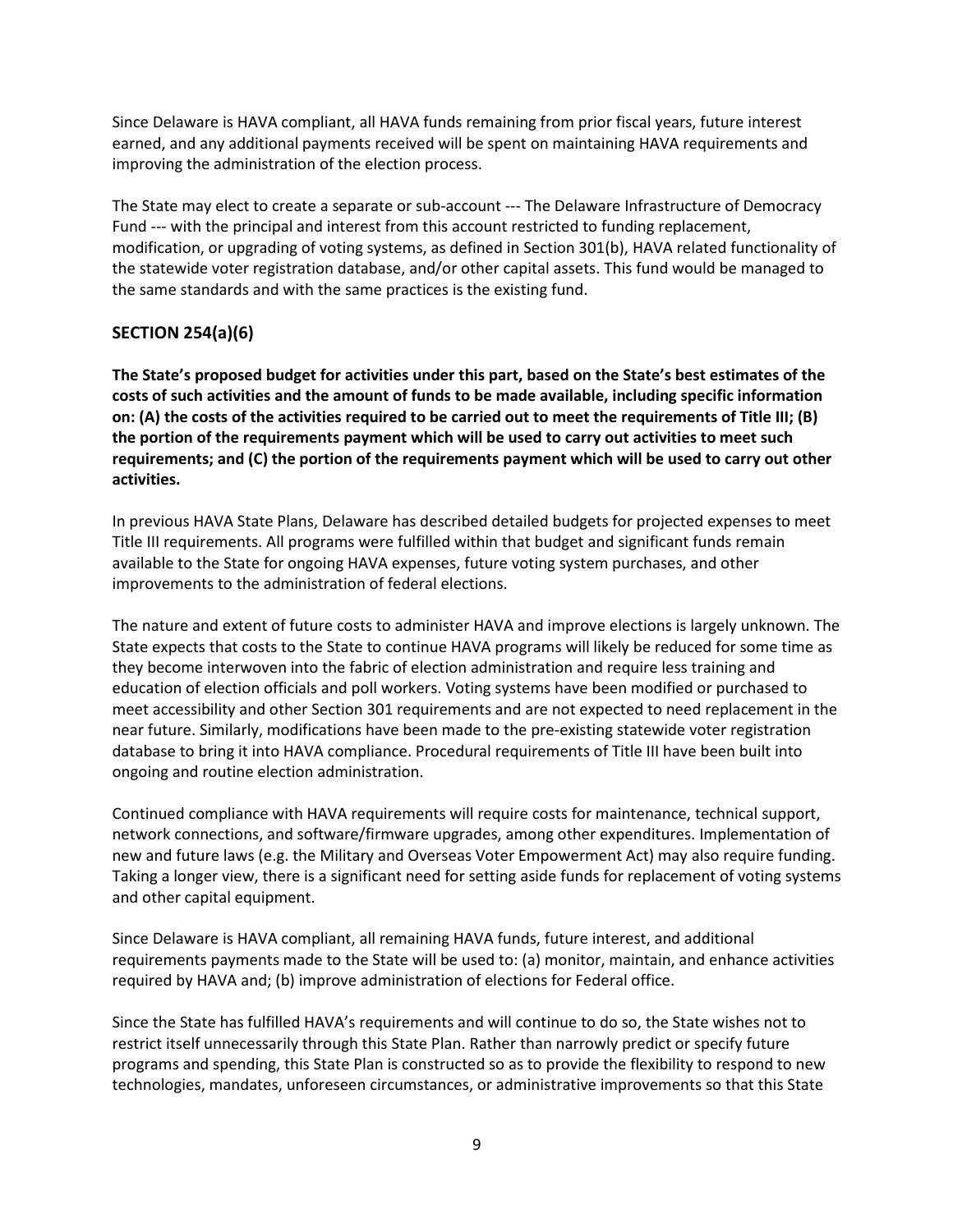Since Delaware is HAVA compliant, all HAVA funds remaining from prior fiscal years, future interest earned, and any additional payments received will be spent on maintaining HAVA requirements and improving the administration of the election process.

The State may elect to create a separate or sub-account --- The Delaware Infrastructure of Democracy Fund --- with the principal and interest from this account restricted to funding replacement, modification, or upgrading of voting systems, as defined in Section 301(b), HAVA related functionality of the statewide voter registration database, and/or other capital assets. This fund would be managed to the same standards and with the same practices is the existing fund.

## SECTION 254(a)(6)

**The State's proposed budget for activities under this part, based on the State's best estimates of the costs of such activities and the amount of funds to be made available, including specific information on: (A) the costs of the activities required to be carried out to meet the requirements of Title III; (B) the portion of the requirements payment which will be used to carry out activities to meet such requirements; and (C) the portion of the requirements payment which will be used to carry out other activities.**

In previous HAVA State Plans, Delaware has described detailed budgets for projected expenses to meet Title III requirements. All programs were fulfilled within that budget and significant funds remain available to the State for ongoing HAVA expenses, future voting system purchases, and other improvements to the administration of federal elections.

The nature and extent of future costs to administer HAVA and improve elections is largely unknown. The State expects that costs to the State to continue HAVA programs will likely be reduced for some time as they become interwoven into the fabric of election administration and require less training and education of election officials and poll workers. Voting systems have been modified or purchased to meet accessibility and other Section 301 requirements and are not expected to need replacement in the near future. Similarly, modifications have been made to the pre-existing statewide voter registration database to bring it into HAVA compliance. Procedural requirements of Title III have been built into ongoing and routine election administration.

Continued compliance with HAVA requirements will require costs for maintenance, technical support, network connections, and software/firmware upgrades, among other expenditures. Implementation of new and future laws (e.g. the Military and Overseas Voter Empowerment Act) may also require funding. Taking a longer view, there is a significant need for setting aside funds for replacement of voting systems and other capital equipment.

Since Delaware is HAVA compliant, all remaining HAVA funds, future interest, and additional requirements payments made to the State will be used to: (a) monitor, maintain, and enhance activities required by HAVA and; (b) improve administration of elections for Federal office.

Since the State has fulfilled HAVA's requirements and will continue to do so, the State wishes not to restrict itself unnecessarily through this State Plan. Rather than narrowly predict or specify future programs and spending, this State Plan is constructed so as to provide the flexibility to respond to new technologies, mandates, unforeseen circumstances, or administrative improvements so that this State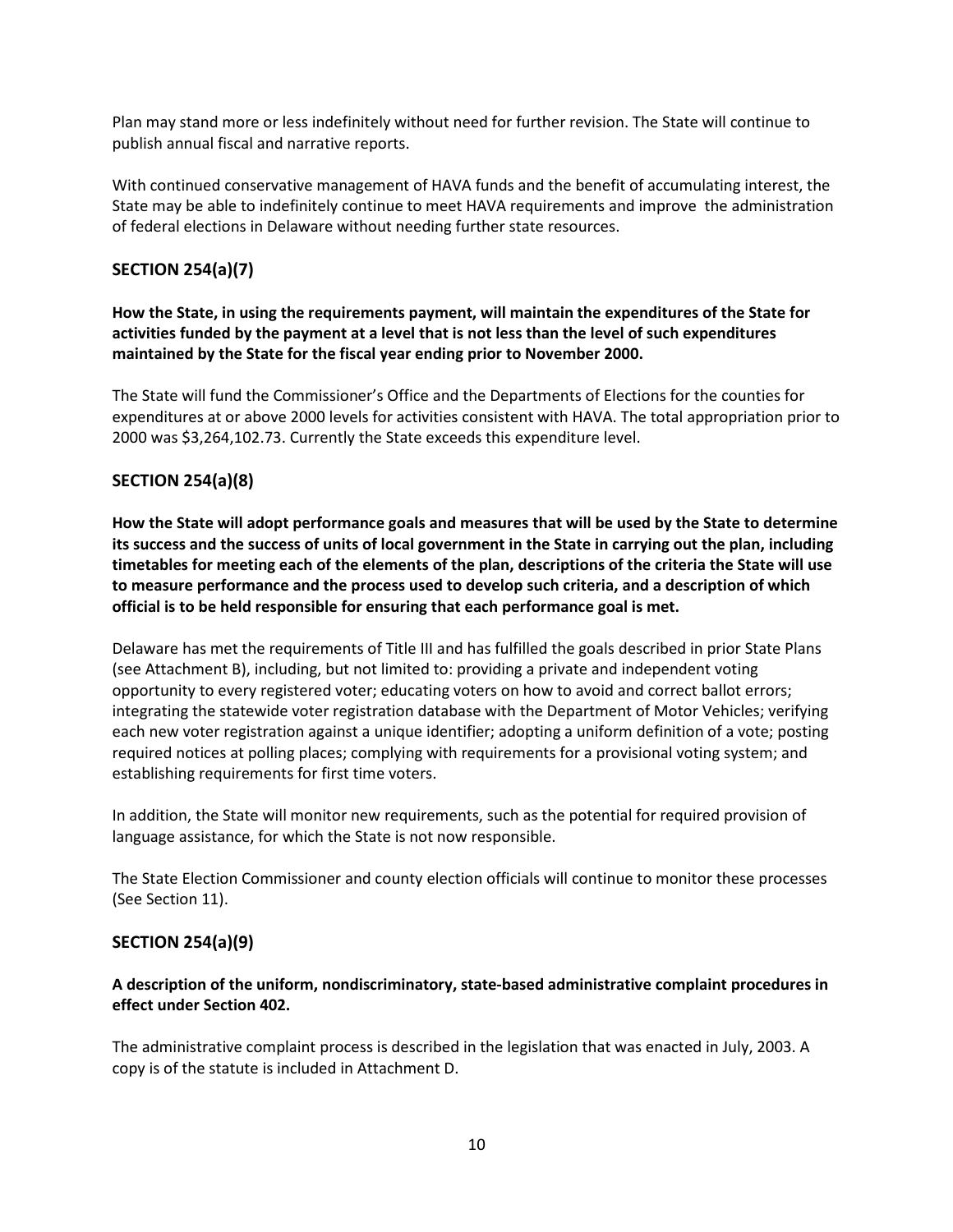Plan may stand more or less indefinitely without need for further revision. The State will continue to publish annual fiscal and narrative reports.

With continued conservative management of HAVA funds and the benefit of accumulating interest, the State may be able to indefinitely continue to meet HAVA requirements and improve the administration of federal elections in Delaware without needing further state resources.

## SECTION 254(a)(7)

**How the State, in using the requirements payment, will maintain the expenditures of the State for activities funded by the payment at a level that is not less than the level of such expenditures maintained by the State for the fiscal year ending prior to November 2000.**

The State will fund the Commissioner's Office and the Departments of Elections for the counties for expenditures at or above 2000 levels for activities consistent with HAVA. The total appropriation prior to 2000 was $3,264,102.73. Currently the State exceeds this expenditure level.

## SECTION 254(a)(8)

**How the State will adopt performance goals and measures that will be used by the State to determine its success and the success of units of local government in the State in carrying out the plan, including timetables for meeting each of the elements of the plan, descriptions of the criteria the State will use to measure performance and the process used to develop such criteria, and a description of which official is to be held responsible for ensuring that each performance goal is met.**

Delaware has met the requirements of Title III and has fulfilled the goals described in prior State Plans (see Attachment B), including, but not limited to: providing a private and independent voting opportunity to every registered voter; educating voters on how to avoid and correct ballot errors; integrating the statewide voter registration database with the Department of Motor Vehicles; verifying each new voter registration against a unique identifier; adopting a uniform definition of a vote; posting required notices at polling places; complying with requirements for a provisional voting system; and establishing requirements for first time voters.

In addition, the State will monitor new requirements, such as the potential for required provision of language assistance, for which the State is not now responsible.

The State Election Commissioner and county election officials will continue to monitor these processes (See Section 11).

## SECTION 254(a)(9)

**A description of the uniform, nondiscriminatory, state-based administrative complaint procedures in effect under Section 402.**

The administrative complaint process is described in the legislation that was enacted in July, 2003. A copy is of the statute is included in Attachment D.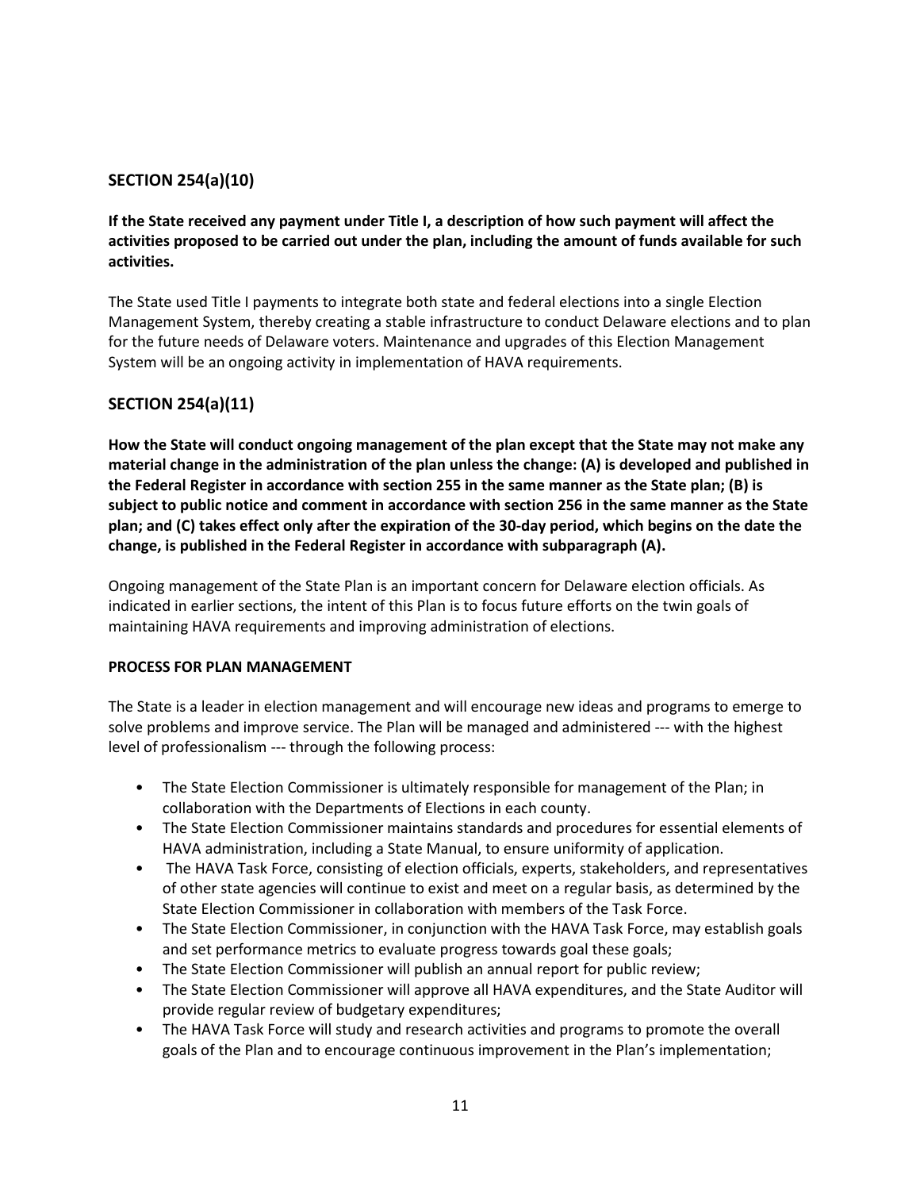## SECTION 254(a)(10)

**If the State received any payment under Title I, a description of how such payment will affect the activities proposed to be carried out under the plan, including the amount of funds available for such activities.**

The State used Title I payments to integrate both state and federal elections into a single Election Management System, thereby creating a stable infrastructure to conduct Delaware elections and to plan for the future needs of Delaware voters. Maintenance and upgrades of this Election Management System will be an ongoing activity in implementation of HAVA requirements.

## SECTION 254(a)(11)

**How the State will conduct ongoing management of the plan except that the State may not make any material change in the administration of the plan unless the change: (A) is developed and published in the Federal Register in accordance with section 255 in the same manner as the State plan; (B) is subject to public notice and comment in accordance with section 256 in the same manner as the State plan; and (C) takes effect only after the expiration of the 30-day period, which begins on the date the change, is published in the Federal Register in accordance with subparagraph (A).**

Ongoing management of the State Plan is an important concern for Delaware election officials. As indicated in earlier sections, the intent of this Plan is to focus future efforts on the twin goals of maintaining HAVA requirements and improving administration of elections.

### PROCESS FOR PLAN MANAGEMENT

The State is a leader in election management and will encourage new ideas and programs to emerge to solve problems and improve service. The Plan will be managed and administered --- with the highest level of professionalism --- through the following process:

- The State Election Commissioner is ultimately responsible for management of the Plan; in collaboration with the Departments of Elections in each county.
- The State Election Commissioner maintains standards and procedures for essential elements of HAVA administration, including a State Manual, to ensure uniformity of application.
- The HAVA Task Force, consisting of election officials, experts, stakeholders, and representatives of other state agencies will continue to exist and meet on a regular basis, as determined by the State Election Commissioner in collaboration with members of the Task Force.
- The State Election Commissioner, in conjunction with the HAVA Task Force, may establish goals and set performance metrics to evaluate progress towards goal these goals;
- The State Election Commissioner will publish an annual report for public review;
- The State Election Commissioner will approve all HAVA expenditures, and the State Auditor will provide regular review of budgetary expenditures;
- The HAVA Task Force will study and research activities and programs to promote the overall goals of the Plan and to encourage continuous improvement in the Plan's implementation;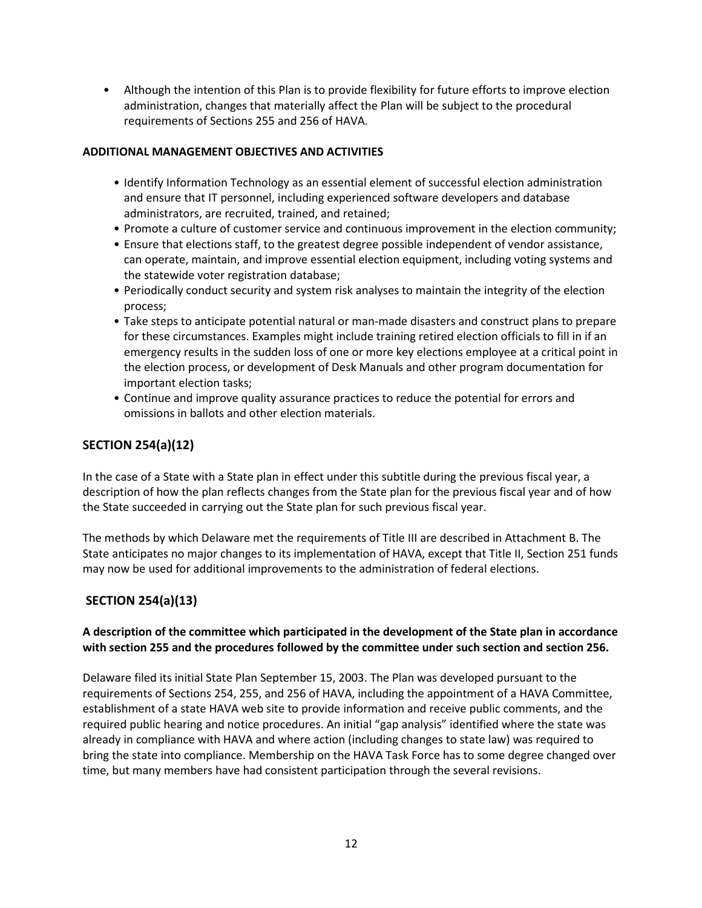- Although the intention of this Plan is to provide flexibility for future efforts to improve election administration, changes that materially affect the Plan will be subject to the procedural requirements of Sections 255 and 256 of HAVA.

**ADDITIONAL MANAGEMENT OBJECTIVES AND ACTIVITIES**

- Identify Information Technology as an essential element of successful election administration and ensure that IT personnel, including experienced software developers and database administrators, are recruited, trained, and retained;
- Promote a culture of customer service and continuous improvement in the election community;
- Ensure that elections staff, to the greatest degree possible independent of vendor assistance, can operate, maintain, and improve essential election equipment, including voting systems and the statewide voter registration database;
- Periodically conduct security and system risk analyses to maintain the integrity of the election process;
- Take steps to anticipate potential natural or man-made disasters and construct plans to prepare for these circumstances. Examples might include training retired election officials to fill in if an emergency results in the sudden loss of one or more key elections employee at a critical point in the election process, or development of Desk Manuals and other program documentation for important election tasks;
- Continue and improve quality assurance practices to reduce the potential for errors and omissions in ballots and other election materials.

## SECTION 254(a)(12)

In the case of a State with a State plan in effect under this subtitle during the previous fiscal year, a description of how the plan reflects changes from the State plan for the previous fiscal year and of how the State succeeded in carrying out the State plan for such previous fiscal year.

The methods by which Delaware met the requirements of Title III are described in Attachment B. The State anticipates no major changes to its implementation of HAVA, except that Title II, Section 251 funds may now be used for additional improvements to the administration of federal elections.

## SECTION 254(a)(13)

**A description of the committee which participated in the development of the State plan in accordance with section 255 and the procedures followed by the committee under such section and section 256.**

Delaware filed its initial State Plan September 15, 2003. The Plan was developed pursuant to the requirements of Sections 254, 255, and 256 of HAVA, including the appointment of a HAVA Committee, establishment of a state HAVA web site to provide information and receive public comments, and the required public hearing and notice procedures. An initial "gap analysis" identified where the state was already in compliance with HAVA and where action (including changes to state law) was required to bring the state into compliance. Membership on the HAVA Task Force has to some degree changed over time, but many members have had consistent participation through the several revisions.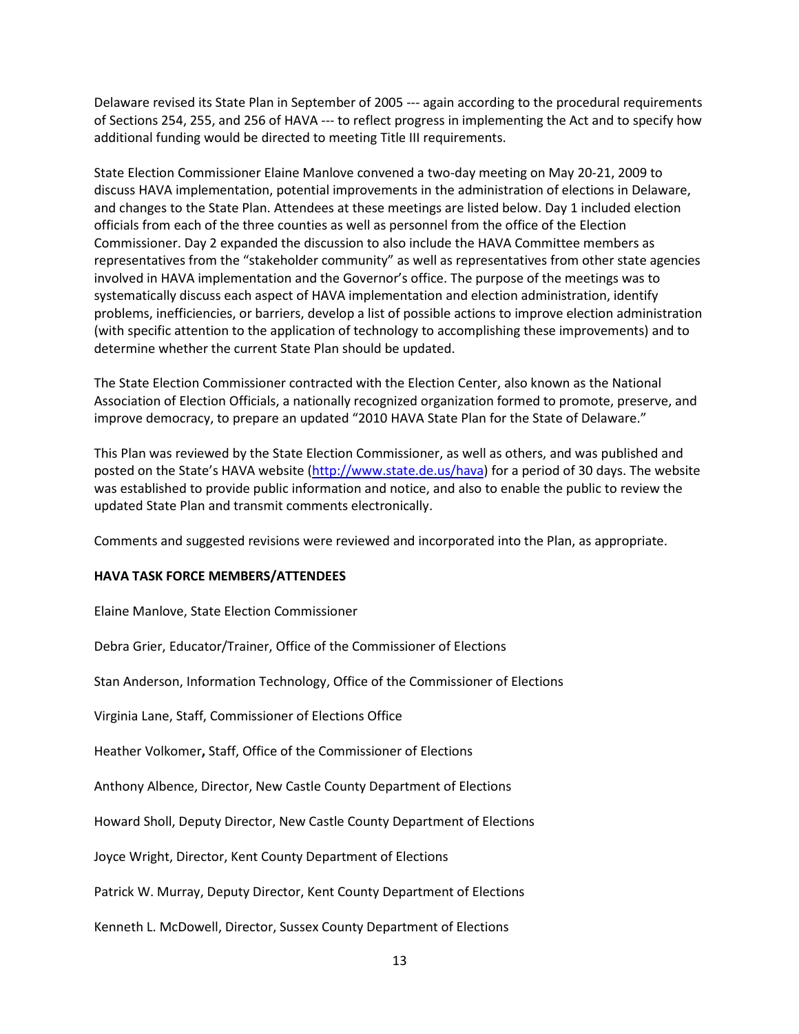Delaware revised its State Plan in September of 2005 --- again according to the procedural requirements of Sections 254, 255, and 256 of HAVA --- to reflect progress in implementing the Act and to specify how additional funding would be directed to meeting Title III requirements.

State Election Commissioner Elaine Manlove convened a two-day meeting on May 20-21, 2009 to discuss HAVA implementation, potential improvements in the administration of elections in Delaware, and changes to the State Plan. Attendees at these meetings are listed below. Day 1 included election officials from each of the three counties as well as personnel from the office of the Election Commissioner. Day 2 expanded the discussion to also include the HAVA Committee members as representatives from the "stakeholder community" as well as representatives from other state agencies involved in HAVA implementation and the Governor's office. The purpose of the meetings was to systematically discuss each aspect of HAVA implementation and election administration, identify problems, inefficiencies, or barriers, develop a list of possible actions to improve election administration (with specific attention to the application of technology to accomplishing these improvements) and to determine whether the current State Plan should be updated.

The State Election Commissioner contracted with the Election Center, also known as the National Association of Election Officials, a nationally recognized organization formed to promote, preserve, and improve democracy, to prepare an updated "2010 HAVA State Plan for the State of Delaware."

This Plan was reviewed by the State Election Commissioner, as well as others, and was published and posted on the State's HAVA website (http://www.state.de.us/hava) for a period of 30 days. The website was established to provide public information and notice, and also to enable the public to review the updated State Plan and transmit comments electronically.

Comments and suggested revisions were reviewed and incorporated into the Plan, as appropriate.

**HAVA TASK FORCE MEMBERS/ATTENDEES**

Elaine Manlove, State Election Commissioner

Debra Grier, Educator/Trainer, Office of the Commissioner of Elections

Stan Anderson, Information Technology, Office of the Commissioner of Elections

Virginia Lane, Staff, Commissioner of Elections Office

Heather Volkomer**,** Staff, Office of the Commissioner of Elections

Anthony Albence, Director, New Castle County Department of Elections

Howard Sholl, Deputy Director, New Castle County Department of Elections

Joyce Wright, Director, Kent County Department of Elections

Patrick W. Murray, Deputy Director, Kent County Department of Elections

Kenneth L. McDowell, Director, Sussex County Department of Elections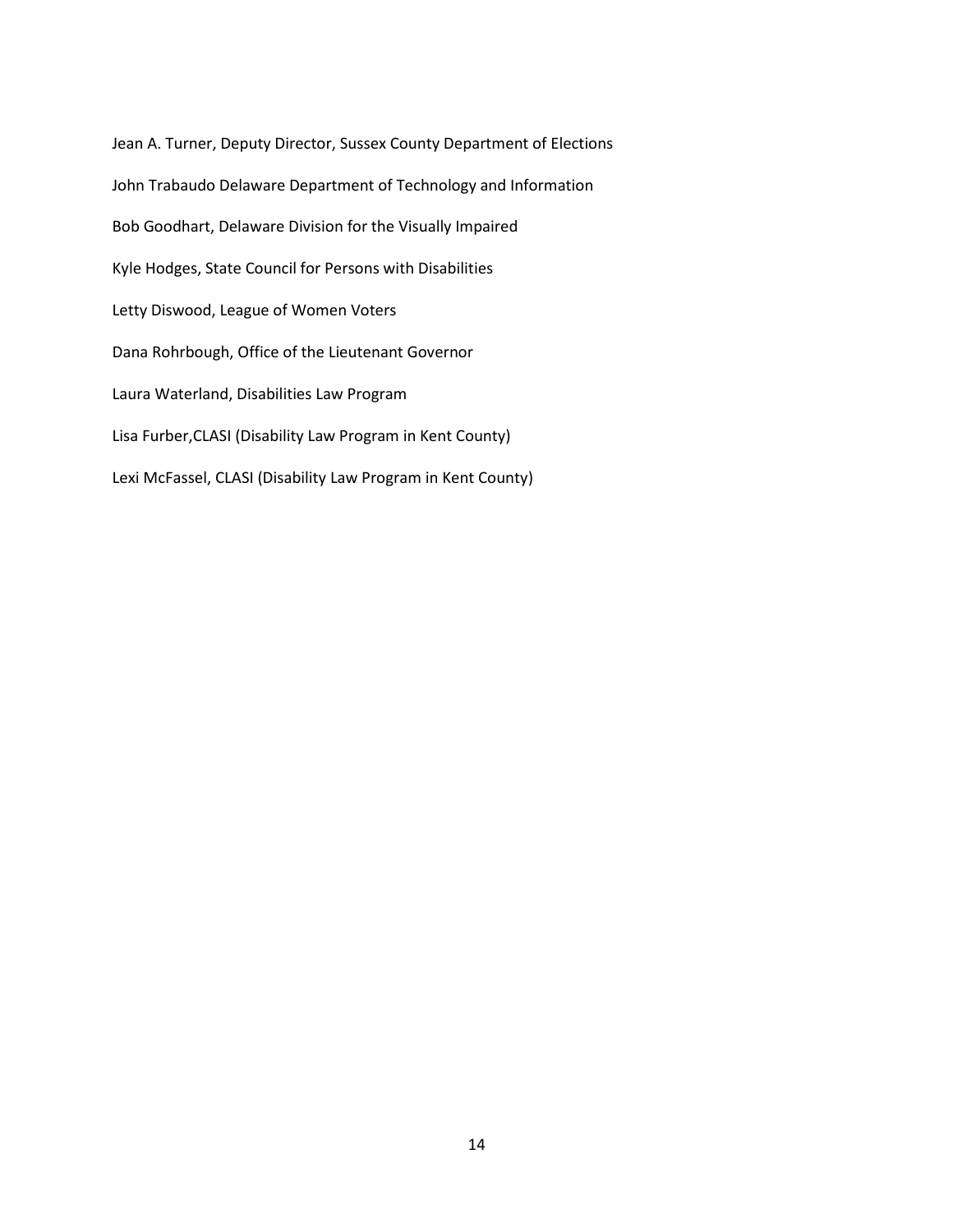Jean A. Turner, Deputy Director, Sussex County Department of Elections

John Trabaudo Delaware Department of Technology and Information

Bob Goodhart, Delaware Division for the Visually Impaired

Kyle Hodges, State Council for Persons with Disabilities

Letty Diswood, League of Women Voters

Dana Rohrbough, Office of the Lieutenant Governor

Laura Waterland, Disabilities Law Program

Lisa Furber,CLASI (Disability Law Program in Kent County)

Lexi McFassel, CLASI (Disability Law Program in Kent County)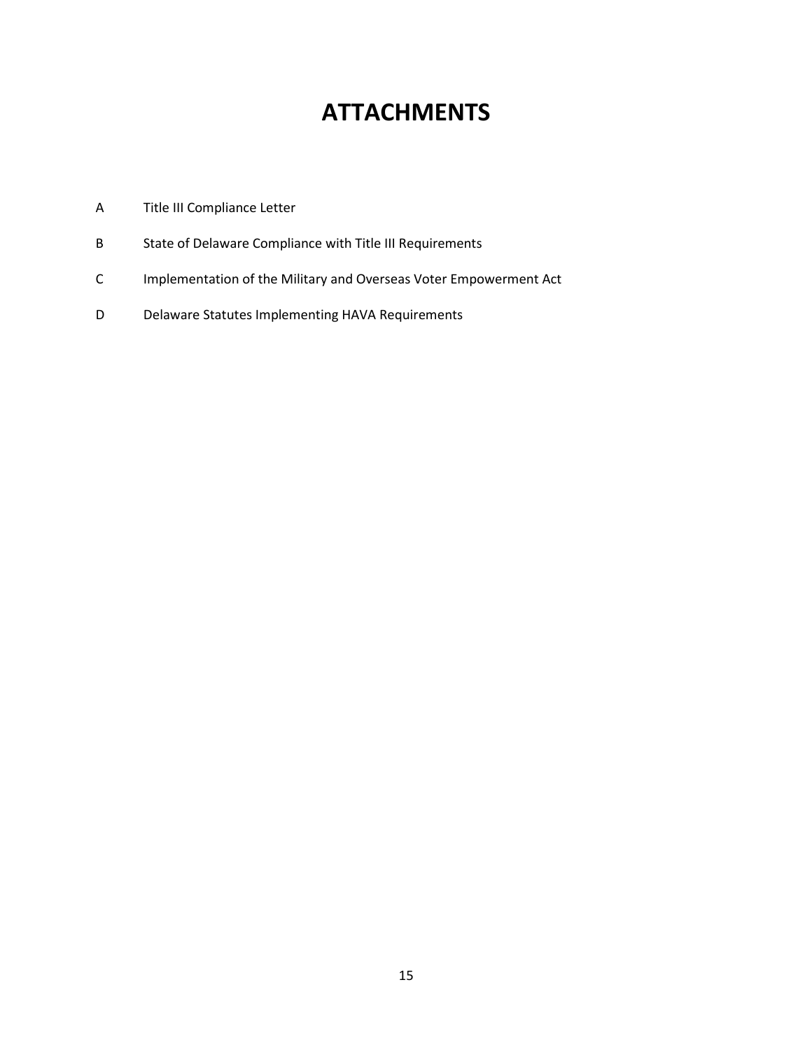# ATTACHMENTS

| | |
|---|---|
| A | Title III Compliance Letter |
| B | State of Delaware Compliance with Title III Requirements |
| C | Implementation of the Military and Overseas Voter Empowerment Act |
| D | Delaware Statutes Implementing HAVA Requirements |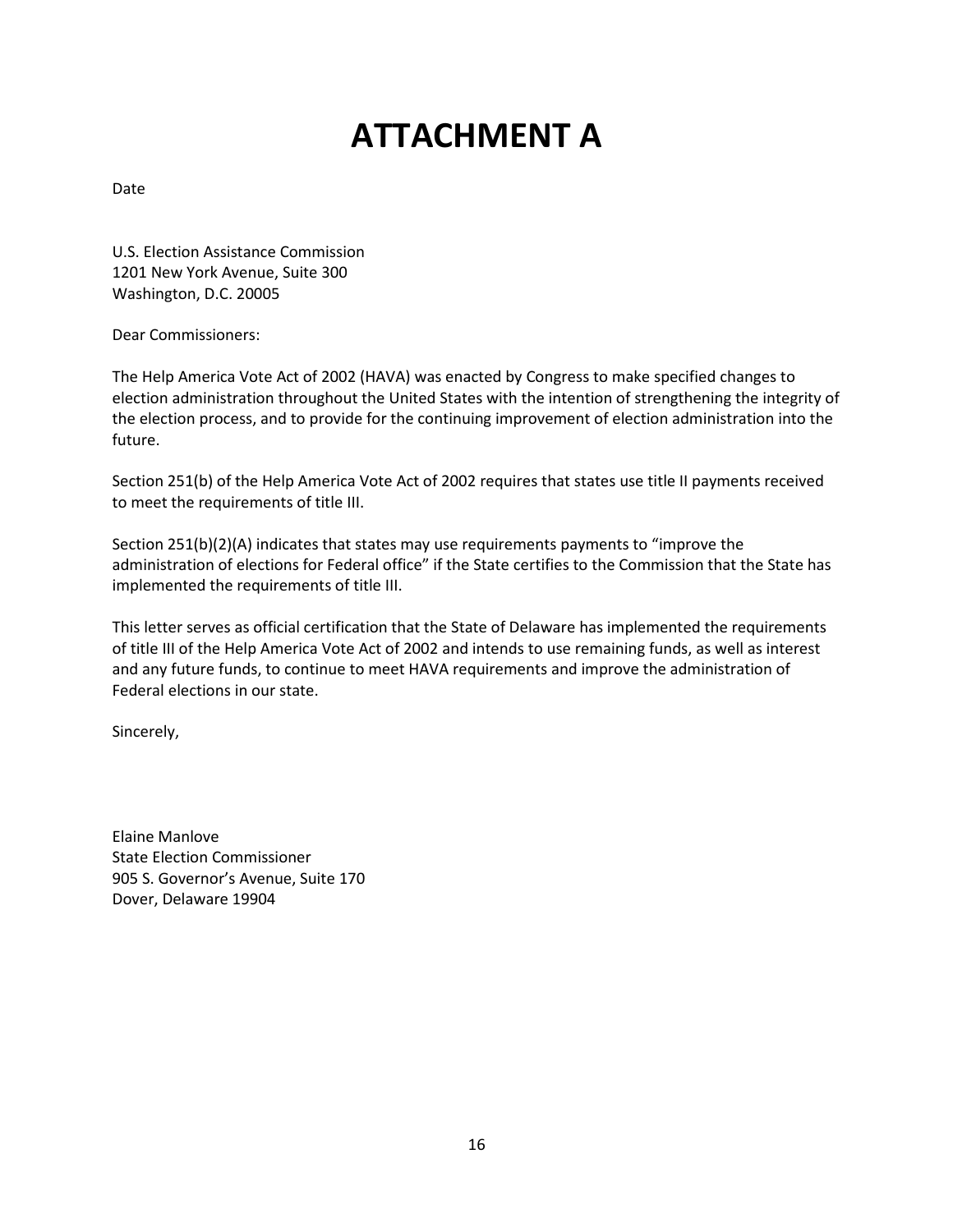# ATTACHMENT A

Date

U.S. Election Assistance Commission
1201 New York Avenue, Suite 300
Washington, D.C. 20005

Dear Commissioners:

The Help America Vote Act of 2002 (HAVA) was enacted by Congress to make specified changes to election administration throughout the United States with the intention of strengthening the integrity of the election process, and to provide for the continuing improvement of election administration into the future.

Section 251(b) of the Help America Vote Act of 2002 requires that states use title II payments received to meet the requirements of title III.

Section 251(b)(2)(A) indicates that states may use requirements payments to "improve the administration of elections for Federal office" if the State certifies to the Commission that the State has implemented the requirements of title III.

This letter serves as official certification that the State of Delaware has implemented the requirements of title III of the Help America Vote Act of 2002 and intends to use remaining funds, as well as interest and any future funds, to continue to meet HAVA requirements and improve the administration of Federal elections in our state.

Sincerely,

Elaine Manlove
State Election Commissioner
905 S. Governor's Avenue, Suite 170
Dover, Delaware 19904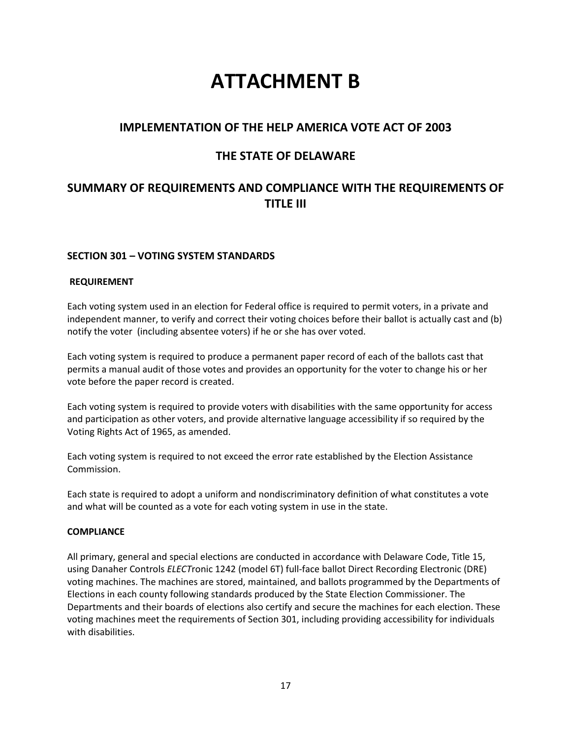# ATTACHMENT B

## IMPLEMENTATION OF THE HELP AMERICA VOTE ACT OF 2003

## THE STATE OF DELAWARE

## SUMMARY OF REQUIREMENTS AND COMPLIANCE WITH THE REQUIREMENTS OF TITLE III

### SECTION 301 – VOTING SYSTEM STANDARDS

**REQUIREMENT**

Each voting system used in an election for Federal office is required to permit voters, in a private and independent manner, to verify and correct their voting choices before their ballot is actually cast and (b) notify the voter (including absentee voters) if he or she has over voted.

Each voting system is required to produce a permanent paper record of each of the ballots cast that permits a manual audit of those votes and provides an opportunity for the voter to change his or her vote before the paper record is created.

Each voting system is required to provide voters with disabilities with the same opportunity for access and participation as other voters, and provide alternative language accessibility if so required by the Voting Rights Act of 1965, as amended.

Each voting system is required to not exceed the error rate established by the Election Assistance Commission.

Each state is required to adopt a uniform and nondiscriminatory definition of what constitutes a vote and what will be counted as a vote for each voting system in use in the state.

**COMPLIANCE**

All primary, general and special elections are conducted in accordance with Delaware Code, Title 15, using Danaher Controls *ELECT*ronic 1242 (model 6T) full-face ballot Direct Recording Electronic (DRE) voting machines. The machines are stored, maintained, and ballots programmed by the Departments of Elections in each county following standards produced by the State Election Commissioner. The Departments and their boards of elections also certify and secure the machines for each election. These voting machines meet the requirements of Section 301, including providing accessibility for individuals with disabilities.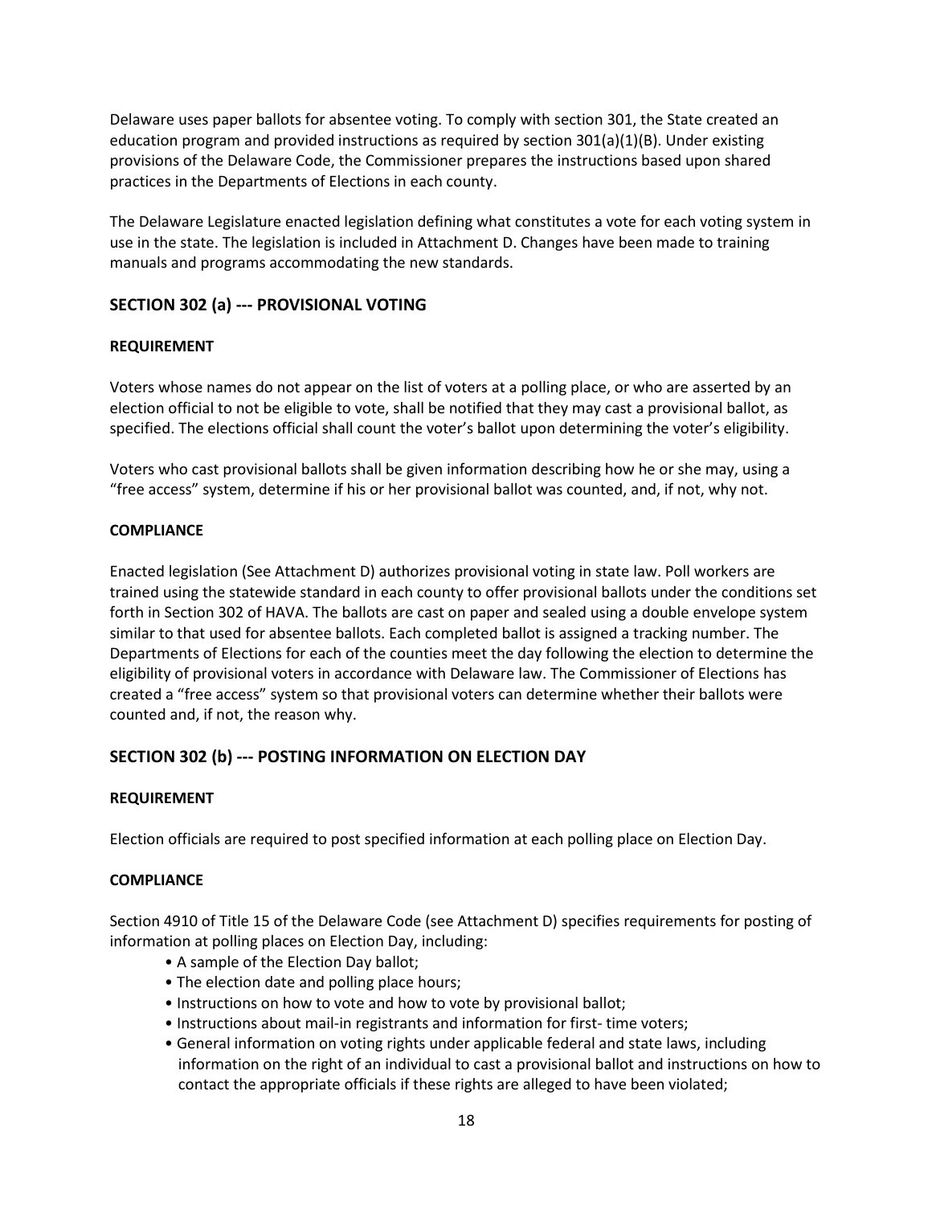Delaware uses paper ballots for absentee voting. To comply with section 301, the State created an education program and provided instructions as required by section 301(a)(1)(B). Under existing provisions of the Delaware Code, the Commissioner prepares the instructions based upon shared practices in the Departments of Elections in each county.

The Delaware Legislature enacted legislation defining what constitutes a vote for each voting system in use in the state. The legislation is included in Attachment D. Changes have been made to training manuals and programs accommodating the new standards.

## SECTION 302 (a) --- PROVISIONAL VOTING

### REQUIREMENT

Voters whose names do not appear on the list of voters at a polling place, or who are asserted by an election official to not be eligible to vote, shall be notified that they may cast a provisional ballot, as specified. The elections official shall count the voter's ballot upon determining the voter's eligibility.

Voters who cast provisional ballots shall be given information describing how he or she may, using a "free access" system, determine if his or her provisional ballot was counted, and, if not, why not.

### COMPLIANCE

Enacted legislation (See Attachment D) authorizes provisional voting in state law. Poll workers are trained using the statewide standard in each county to offer provisional ballots under the conditions set forth in Section 302 of HAVA. The ballots are cast on paper and sealed using a double envelope system similar to that used for absentee ballots. Each completed ballot is assigned a tracking number. The Departments of Elections for each of the counties meet the day following the election to determine the eligibility of provisional voters in accordance with Delaware law. The Commissioner of Elections has created a "free access" system so that provisional voters can determine whether their ballots were counted and, if not, the reason why.

## SECTION 302 (b) --- POSTING INFORMATION ON ELECTION DAY

### REQUIREMENT

Election officials are required to post specified information at each polling place on Election Day.

### COMPLIANCE

Section 4910 of Title 15 of the Delaware Code (see Attachment D) specifies requirements for posting of information at polling places on Election Day, including:

- A sample of the Election Day ballot;
- The election date and polling place hours;
- Instructions on how to vote and how to vote by provisional ballot;
- Instructions about mail-in registrants and information for first- time voters;
- General information on voting rights under applicable federal and state laws, including information on the right of an individual to cast a provisional ballot and instructions on how to contact the appropriate officials if these rights are alleged to have been violated;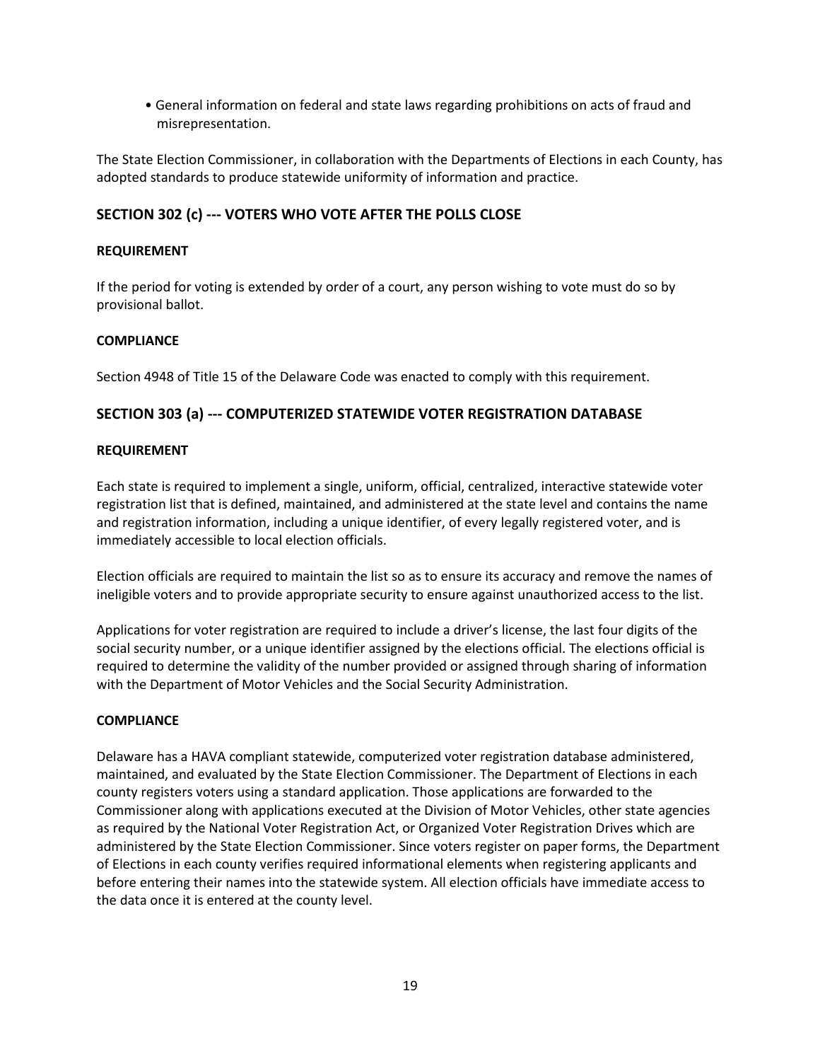- General information on federal and state laws regarding prohibitions on acts of fraud and misrepresentation.

The State Election Commissioner, in collaboration with the Departments of Elections in each County, has adopted standards to produce statewide uniformity of information and practice.

## SECTION 302 (c) --- VOTERS WHO VOTE AFTER THE POLLS CLOSE

**REQUIREMENT**

If the period for voting is extended by order of a court, any person wishing to vote must do so by provisional ballot.

**COMPLIANCE**

Section 4948 of Title 15 of the Delaware Code was enacted to comply with this requirement.

## SECTION 303 (a) --- COMPUTERIZED STATEWIDE VOTER REGISTRATION DATABASE

**REQUIREMENT**

Each state is required to implement a single, uniform, official, centralized, interactive statewide voter registration list that is defined, maintained, and administered at the state level and contains the name and registration information, including a unique identifier, of every legally registered voter, and is immediately accessible to local election officials.

Election officials are required to maintain the list so as to ensure its accuracy and remove the names of ineligible voters and to provide appropriate security to ensure against unauthorized access to the list.

Applications for voter registration are required to include a driver's license, the last four digits of the social security number, or a unique identifier assigned by the elections official. The elections official is required to determine the validity of the number provided or assigned through sharing of information with the Department of Motor Vehicles and the Social Security Administration.

**COMPLIANCE**

Delaware has a HAVA compliant statewide, computerized voter registration database administered, maintained, and evaluated by the State Election Commissioner. The Department of Elections in each county registers voters using a standard application. Those applications are forwarded to the Commissioner along with applications executed at the Division of Motor Vehicles, other state agencies as required by the National Voter Registration Act, or Organized Voter Registration Drives which are administered by the State Election Commissioner. Since voters register on paper forms, the Department of Elections in each county verifies required informational elements when registering applicants and before entering their names into the statewide system. All election officials have immediate access to the data once it is entered at the county level.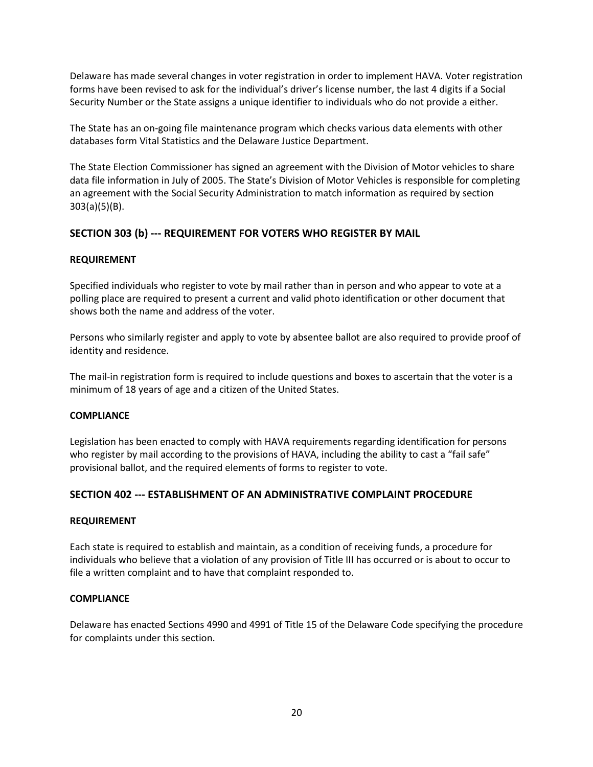Delaware has made several changes in voter registration in order to implement HAVA. Voter registration forms have been revised to ask for the individual's driver's license number, the last 4 digits if a Social Security Number or the State assigns a unique identifier to individuals who do not provide a either.

The State has an on-going file maintenance program which checks various data elements with other databases form Vital Statistics and the Delaware Justice Department.

The State Election Commissioner has signed an agreement with the Division of Motor vehicles to share data file information in July of 2005. The State's Division of Motor Vehicles is responsible for completing an agreement with the Social Security Administration to match information as required by section 303(a)(5)(B).

## SECTION 303 (b) --- REQUIREMENT FOR VOTERS WHO REGISTER BY MAIL

**REQUIREMENT**

Specified individuals who register to vote by mail rather than in person and who appear to vote at a polling place are required to present a current and valid photo identification or other document that shows both the name and address of the voter.

Persons who similarly register and apply to vote by absentee ballot are also required to provide proof of identity and residence.

The mail-in registration form is required to include questions and boxes to ascertain that the voter is a minimum of 18 years of age and a citizen of the United States.

**COMPLIANCE**

Legislation has been enacted to comply with HAVA requirements regarding identification for persons who register by mail according to the provisions of HAVA, including the ability to cast a "fail safe" provisional ballot, and the required elements of forms to register to vote.

## SECTION 402 --- ESTABLISHMENT OF AN ADMINISTRATIVE COMPLAINT PROCEDURE

**REQUIREMENT**

Each state is required to establish and maintain, as a condition of receiving funds, a procedure for individuals who believe that a violation of any provision of Title III has occurred or is about to occur to file a written complaint and to have that complaint responded to.

**COMPLIANCE**

Delaware has enacted Sections 4990 and 4991 of Title 15 of the Delaware Code specifying the procedure for complaints under this section.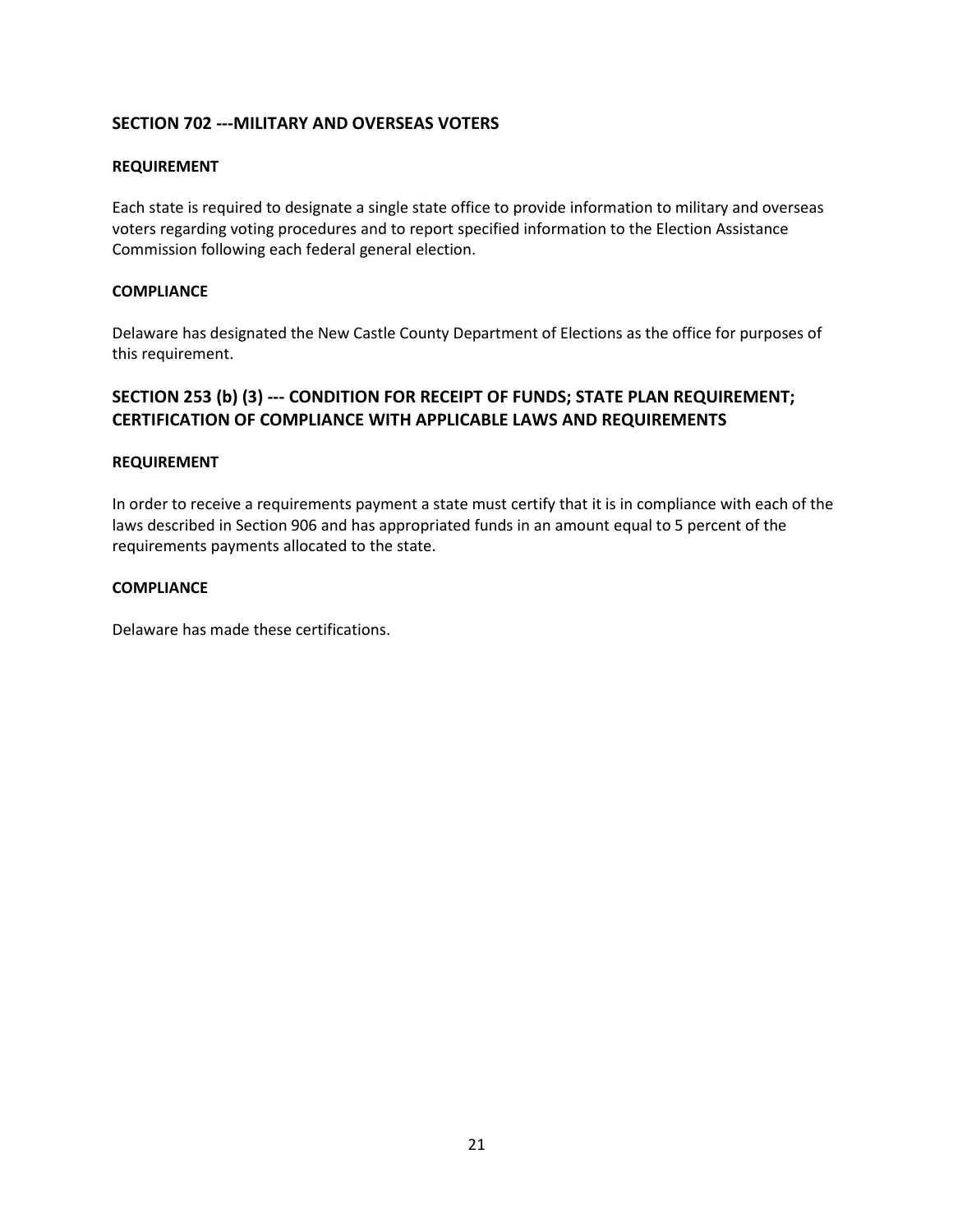## SECTION 702 ---MILITARY AND OVERSEAS VOTERS

### REQUIREMENT

Each state is required to designate a single state office to provide information to military and overseas voters regarding voting procedures and to report specified information to the Election Assistance Commission following each federal general election.

### COMPLIANCE

Delaware has designated the New Castle County Department of Elections as the office for purposes of this requirement.

## SECTION 253 (b) (3) --- CONDITION FOR RECEIPT OF FUNDS; STATE PLAN REQUIREMENT; CERTIFICATION OF COMPLIANCE WITH APPLICABLE LAWS AND REQUIREMENTS

### REQUIREMENT

In order to receive a requirements payment a state must certify that it is in compliance with each of the laws described in Section 906 and has appropriated funds in an amount equal to 5 percent of the requirements payments allocated to the state.

### COMPLIANCE

Delaware has made these certifications.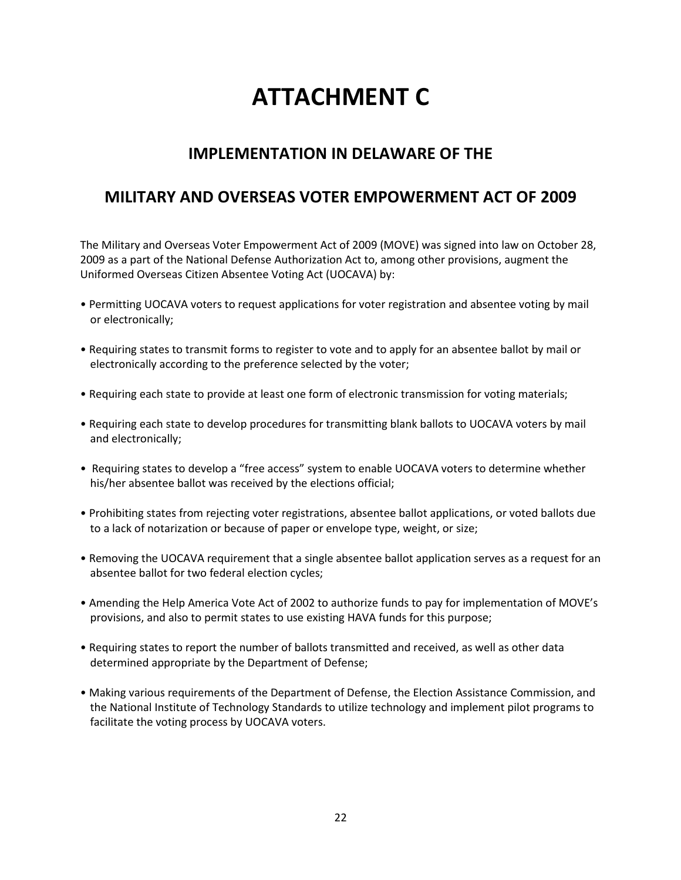# ATTACHMENT C

## IMPLEMENTATION IN DELAWARE OF THE

## MILITARY AND OVERSEAS VOTER EMPOWERMENT ACT OF 2009

The Military and Overseas Voter Empowerment Act of 2009 (MOVE) was signed into law on October 28, 2009 as a part of the National Defense Authorization Act to, among other provisions, augment the Uniformed Overseas Citizen Absentee Voting Act (UOCAVA) by:

- Permitting UOCAVA voters to request applications for voter registration and absentee voting by mail or electronically;
- Requiring states to transmit forms to register to vote and to apply for an absentee ballot by mail or electronically according to the preference selected by the voter;
- Requiring each state to provide at least one form of electronic transmission for voting materials;
- Requiring each state to develop procedures for transmitting blank ballots to UOCAVA voters by mail and electronically;
- Requiring states to develop a "free access" system to enable UOCAVA voters to determine whether his/her absentee ballot was received by the elections official;
- Prohibiting states from rejecting voter registrations, absentee ballot applications, or voted ballots due to a lack of notarization or because of paper or envelope type, weight, or size;
- Removing the UOCAVA requirement that a single absentee ballot application serves as a request for an absentee ballot for two federal election cycles;
- Amending the Help America Vote Act of 2002 to authorize funds to pay for implementation of MOVE's provisions, and also to permit states to use existing HAVA funds for this purpose;
- Requiring states to report the number of ballots transmitted and received, as well as other data determined appropriate by the Department of Defense;
- Making various requirements of the Department of Defense, the Election Assistance Commission, and the National Institute of Technology Standards to utilize technology and implement pilot programs to facilitate the voting process by UOCAVA voters.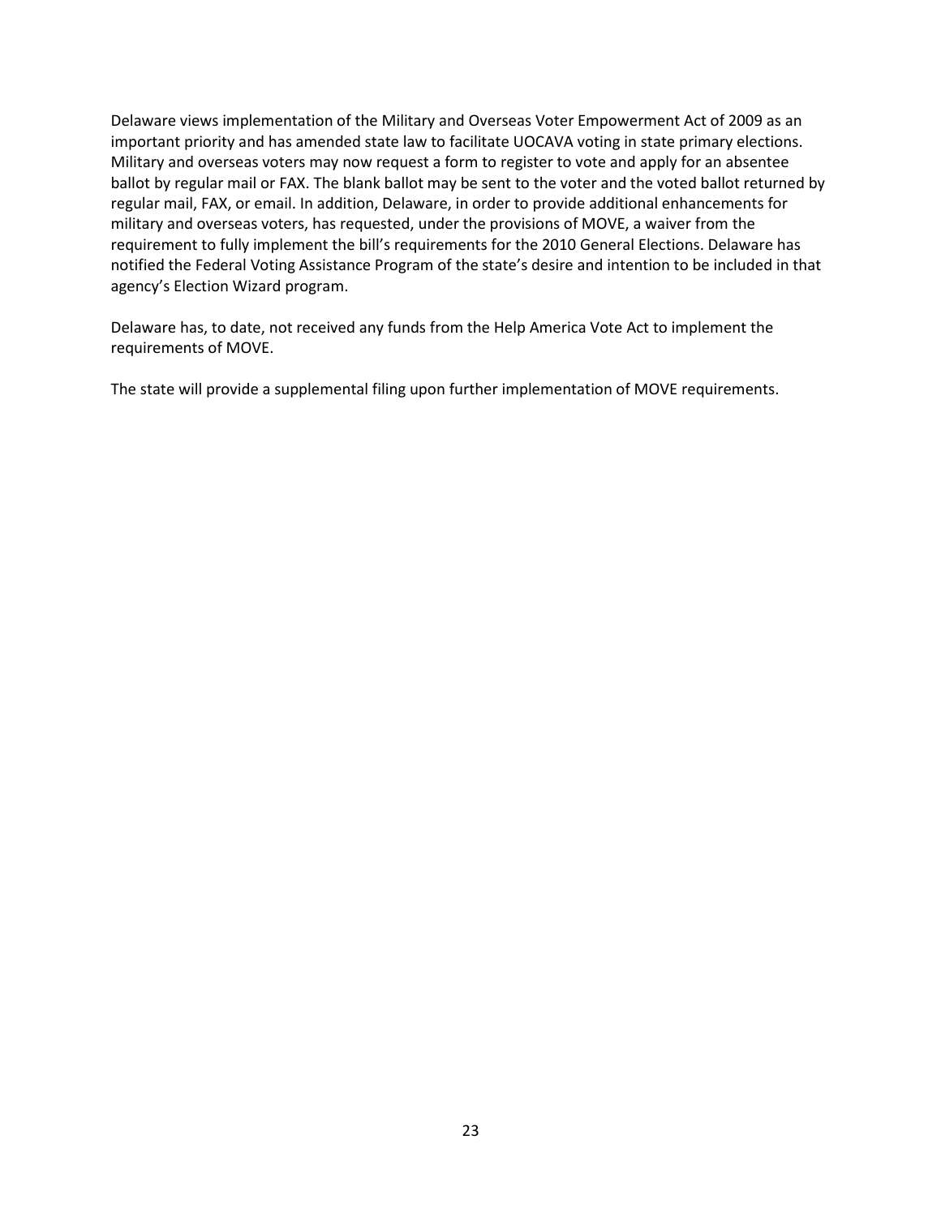Delaware views implementation of the Military and Overseas Voter Empowerment Act of 2009 as an important priority and has amended state law to facilitate UOCAVA voting in state primary elections. Military and overseas voters may now request a form to register to vote and apply for an absentee ballot by regular mail or FAX. The blank ballot may be sent to the voter and the voted ballot returned by regular mail, FAX, or email. In addition, Delaware, in order to provide additional enhancements for military and overseas voters, has requested, under the provisions of MOVE, a waiver from the requirement to fully implement the bill's requirements for the 2010 General Elections. Delaware has notified the Federal Voting Assistance Program of the state's desire and intention to be included in that agency's Election Wizard program.

Delaware has, to date, not received any funds from the Help America Vote Act to implement the requirements of MOVE.

The state will provide a supplemental filing upon further implementation of MOVE requirements.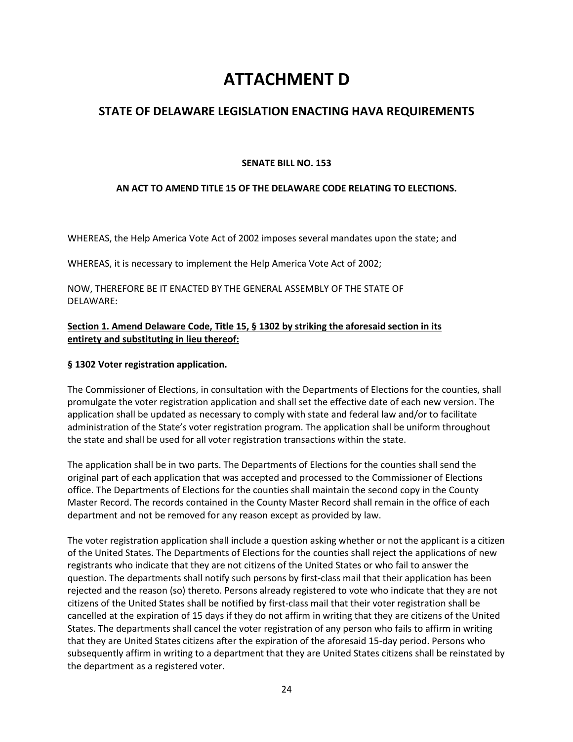# ATTACHMENT D

## STATE OF DELAWARE LEGISLATION ENACTING HAVA REQUIREMENTS

**SENATE BILL NO. 153**

**AN ACT TO AMEND TITLE 15 OF THE DELAWARE CODE RELATING TO ELECTIONS.**

WHEREAS, the Help America Vote Act of 2002 imposes several mandates upon the state; and

WHEREAS, it is necessary to implement the Help America Vote Act of 2002;

NOW, THEREFORE BE IT ENACTED BY THE GENERAL ASSEMBLY OF THE STATE OF DELAWARE:

**Section 1. Amend Delaware Code, Title 15, § 1302 by striking the aforesaid section in its entirety and substituting in lieu thereof:**

**§ 1302 Voter registration application.**

The Commissioner of Elections, in consultation with the Departments of Elections for the counties, shall promulgate the voter registration application and shall set the effective date of each new version. The application shall be updated as necessary to comply with state and federal law and/or to facilitate administration of the State's voter registration program. The application shall be uniform throughout the state and shall be used for all voter registration transactions within the state.

The application shall be in two parts. The Departments of Elections for the counties shall send the original part of each application that was accepted and processed to the Commissioner of Elections office. The Departments of Elections for the counties shall maintain the second copy in the County Master Record. The records contained in the County Master Record shall remain in the office of each department and not be removed for any reason except as provided by law.

The voter registration application shall include a question asking whether or not the applicant is a citizen of the United States. The Departments of Elections for the counties shall reject the applications of new registrants who indicate that they are not citizens of the United States or who fail to answer the question. The departments shall notify such persons by first-class mail that their application has been rejected and the reason (so) thereto. Persons already registered to vote who indicate that they are not citizens of the United States shall be notified by first-class mail that their voter registration shall be cancelled at the expiration of 15 days if they do not affirm in writing that they are citizens of the United States. The departments shall cancel the voter registration of any person who fails to affirm in writing that they are United States citizens after the expiration of the aforesaid 15-day period. Persons who subsequently affirm in writing to a department that they are United States citizens shall be reinstated by the department as a registered voter.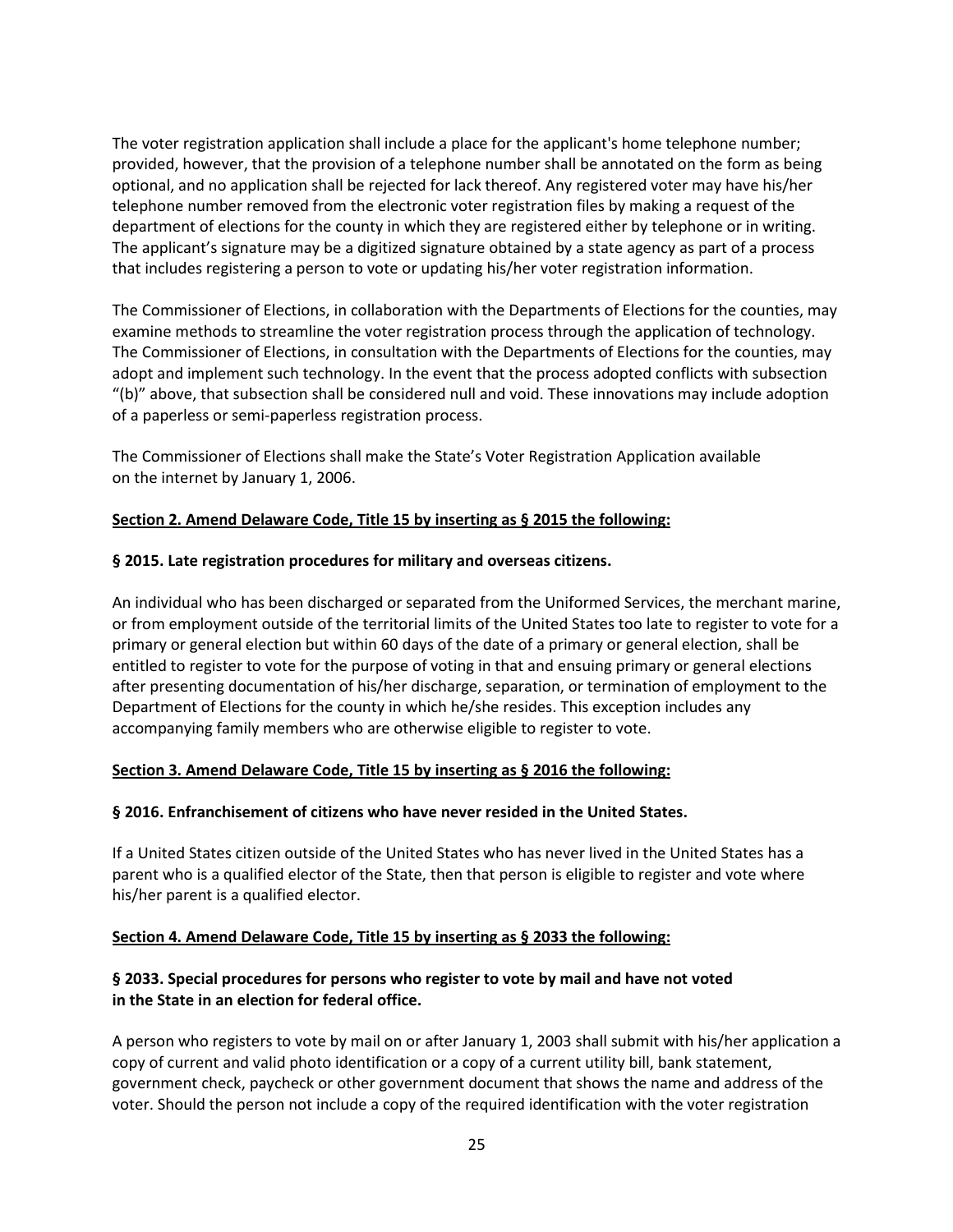The voter registration application shall include a place for the applicant's home telephone number; provided, however, that the provision of a telephone number shall be annotated on the form as being optional, and no application shall be rejected for lack thereof. Any registered voter may have his/her telephone number removed from the electronic voter registration files by making a request of the department of elections for the county in which they are registered either by telephone or in writing. The applicant's signature may be a digitized signature obtained by a state agency as part of a process that includes registering a person to vote or updating his/her voter registration information.

The Commissioner of Elections, in collaboration with the Departments of Elections for the counties, may examine methods to streamline the voter registration process through the application of technology. The Commissioner of Elections, in consultation with the Departments of Elections for the counties, may adopt and implement such technology. In the event that the process adopted conflicts with subsection "(b)" above, that subsection shall be considered null and void. These innovations may include adoption of a paperless or semi-paperless registration process.

The Commissioner of Elections shall make the State's Voter Registration Application available on the internet by January 1, 2006.

**Section 2. Amend Delaware Code, Title 15 by inserting as § 2015 the following:**

**§ 2015. Late registration procedures for military and overseas citizens.**

An individual who has been discharged or separated from the Uniformed Services, the merchant marine, or from employment outside of the territorial limits of the United States too late to register to vote for a primary or general election but within 60 days of the date of a primary or general election, shall be entitled to register to vote for the purpose of voting in that and ensuing primary or general elections after presenting documentation of his/her discharge, separation, or termination of employment to the Department of Elections for the county in which he/she resides. This exception includes any accompanying family members who are otherwise eligible to register to vote.

**Section 3. Amend Delaware Code, Title 15 by inserting as § 2016 the following:**

**§ 2016. Enfranchisement of citizens who have never resided in the United States.**

If a United States citizen outside of the United States who has never lived in the United States has a parent who is a qualified elector of the State, then that person is eligible to register and vote where his/her parent is a qualified elector.

**Section 4. Amend Delaware Code, Title 15 by inserting as § 2033 the following:**

**§ 2033. Special procedures for persons who register to vote by mail and have not voted in the State in an election for federal office.**

A person who registers to vote by mail on or after January 1, 2003 shall submit with his/her application a copy of current and valid photo identification or a copy of a current utility bill, bank statement, government check, paycheck or other government document that shows the name and address of the voter. Should the person not include a copy of the required identification with the voter registration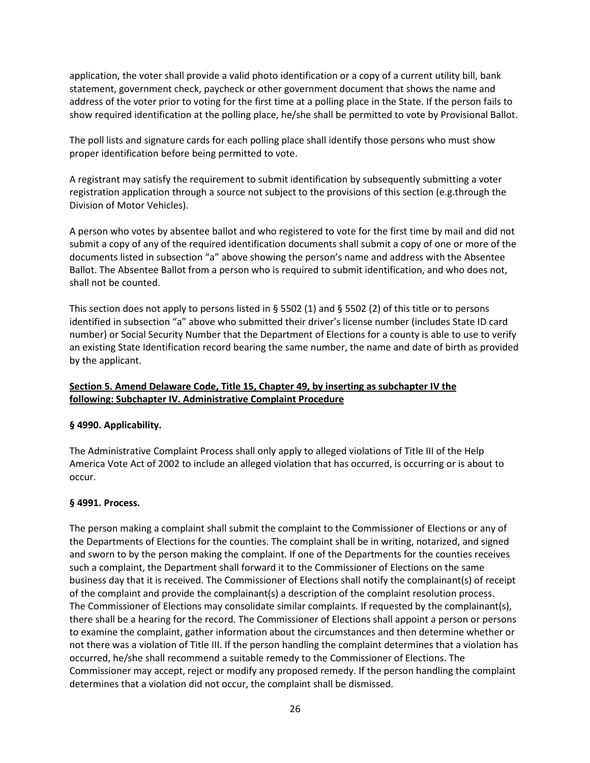application, the voter shall provide a valid photo identification or a copy of a current utility bill, bank statement, government check, paycheck or other government document that shows the name and address of the voter prior to voting for the first time at a polling place in the State. If the person fails to show required identification at the polling place, he/she shall be permitted to vote by Provisional Ballot.

The poll lists and signature cards for each polling place shall identify those persons who must show proper identification before being permitted to vote.

A registrant may satisfy the requirement to submit identification by subsequently submitting a voter registration application through a source not subject to the provisions of this section (e.g.through the Division of Motor Vehicles).

A person who votes by absentee ballot and who registered to vote for the first time by mail and did not submit a copy of any of the required identification documents shall submit a copy of one or more of the documents listed in subsection "a" above showing the person's name and address with the Absentee Ballot. The Absentee Ballot from a person who is required to submit identification, and who does not, shall not be counted.

This section does not apply to persons listed in § 5502 (1) and § 5502 (2) of this title or to persons identified in subsection "a" above who submitted their driver's license number (includes State ID card number) or Social Security Number that the Department of Elections for a county is able to use to verify an existing State Identification record bearing the same number, the name and date of birth as provided by the applicant.

**Section 5. Amend Delaware Code, Title 15, Chapter 49, by inserting as subchapter IV the following: Subchapter IV. Administrative Complaint Procedure**

**§ 4990. Applicability.**

The Administrative Complaint Process shall only apply to alleged violations of Title III of the Help America Vote Act of 2002 to include an alleged violation that has occurred, is occurring or is about to occur.

**§ 4991. Process.**

The person making a complaint shall submit the complaint to the Commissioner of Elections or any of the Departments of Elections for the counties. The complaint shall be in writing, notarized, and signed and sworn to by the person making the complaint. If one of the Departments for the counties receives such a complaint, the Department shall forward it to the Commissioner of Elections on the same business day that it is received. The Commissioner of Elections shall notify the complainant(s) of receipt of the complaint and provide the complainant(s) a description of the complaint resolution process. The Commissioner of Elections may consolidate similar complaints. If requested by the complainant(s), there shall be a hearing for the record. The Commissioner of Elections shall appoint a person or persons to examine the complaint, gather information about the circumstances and then determine whether or not there was a violation of Title III. If the person handling the complaint determines that a violation has occurred, he/she shall recommend a suitable remedy to the Commissioner of Elections. The Commissioner may accept, reject or modify any proposed remedy. If the person handling the complaint determines that a violation did not occur, the complaint shall be dismissed.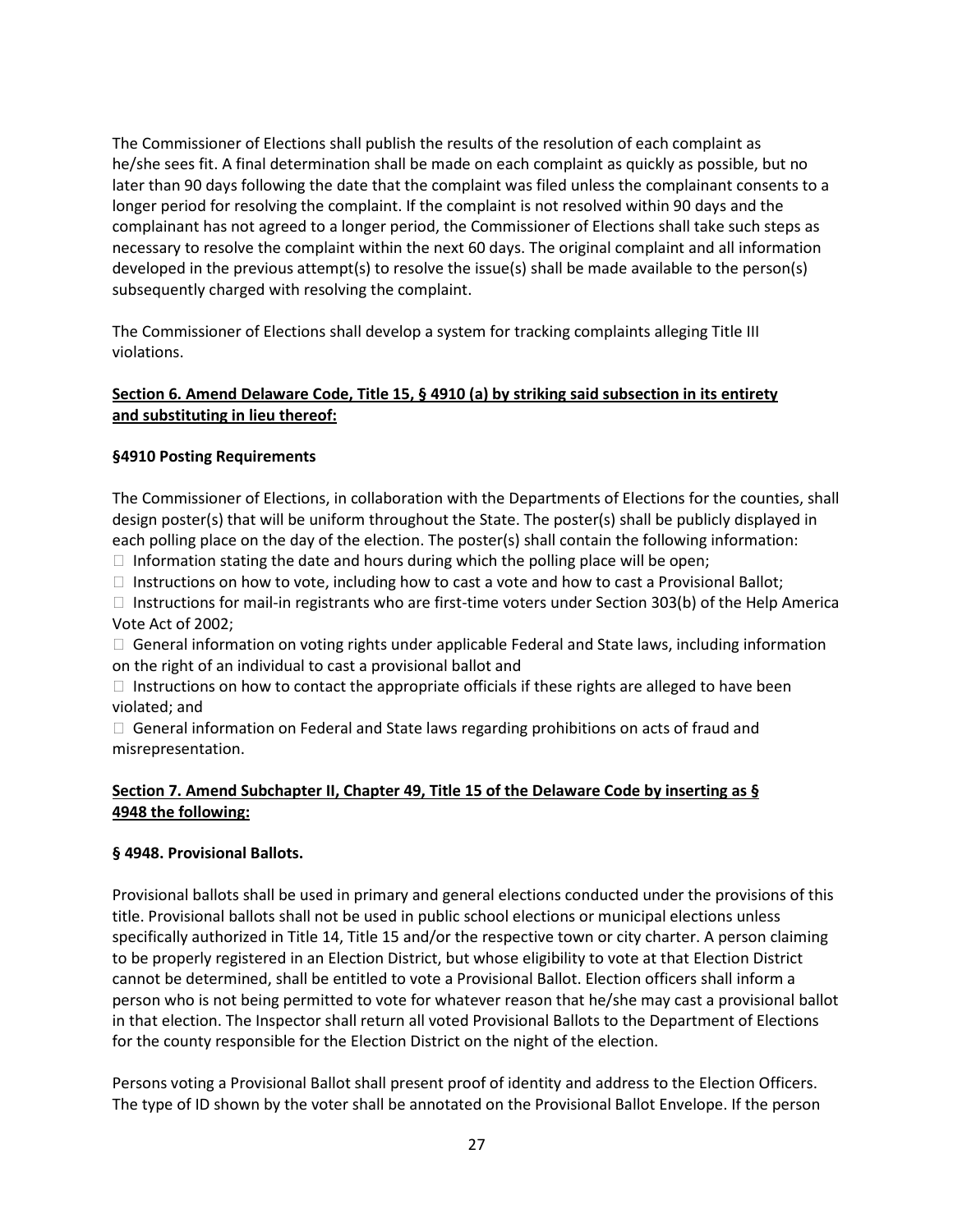The Commissioner of Elections shall publish the results of the resolution of each complaint as he/she sees fit. A final determination shall be made on each complaint as quickly as possible, but no later than 90 days following the date that the complaint was filed unless the complainant consents to a longer period for resolving the complaint. If the complaint is not resolved within 90 days and the complainant has not agreed to a longer period, the Commissioner of Elections shall take such steps as necessary to resolve the complaint within the next 60 days. The original complaint and all information developed in the previous attempt(s) to resolve the issue(s) shall be made available to the person(s) subsequently charged with resolving the complaint.

The Commissioner of Elections shall develop a system for tracking complaints alleging Title III violations.

**Section 6. Amend Delaware Code, Title 15, § 4910 (a) by striking said subsection in its entirety and substituting in lieu thereof:**

**§4910 Posting Requirements**

The Commissioner of Elections, in collaboration with the Departments of Elections for the counties, shall design poster(s) that will be uniform throughout the State. The poster(s) shall be publicly displayed in each polling place on the day of the election. The poster(s) shall contain the following information:

- Information stating the date and hours during which the polling place will be open;
- Instructions on how to vote, including how to cast a vote and how to cast a Provisional Ballot;
- Instructions for mail-in registrants who are first-time voters under Section 303(b) of the Help America Vote Act of 2002;
- General information on voting rights under applicable Federal and State laws, including information on the right of an individual to cast a provisional ballot and
- Instructions on how to contact the appropriate officials if these rights are alleged to have been violated; and
- General information on Federal and State laws regarding prohibitions on acts of fraud and misrepresentation.

**Section 7. Amend Subchapter II, Chapter 49, Title 15 of the Delaware Code by inserting as § 4948 the following:**

**§ 4948. Provisional Ballots.**

Provisional ballots shall be used in primary and general elections conducted under the provisions of this title. Provisional ballots shall not be used in public school elections or municipal elections unless specifically authorized in Title 14, Title 15 and/or the respective town or city charter. A person claiming to be properly registered in an Election District, but whose eligibility to vote at that Election District cannot be determined, shall be entitled to vote a Provisional Ballot. Election officers shall inform a person who is not being permitted to vote for whatever reason that he/she may cast a provisional ballot in that election. The Inspector shall return all voted Provisional Ballots to the Department of Elections for the county responsible for the Election District on the night of the election.

Persons voting a Provisional Ballot shall present proof of identity and address to the Election Officers. The type of ID shown by the voter shall be annotated on the Provisional Ballot Envelope. If the person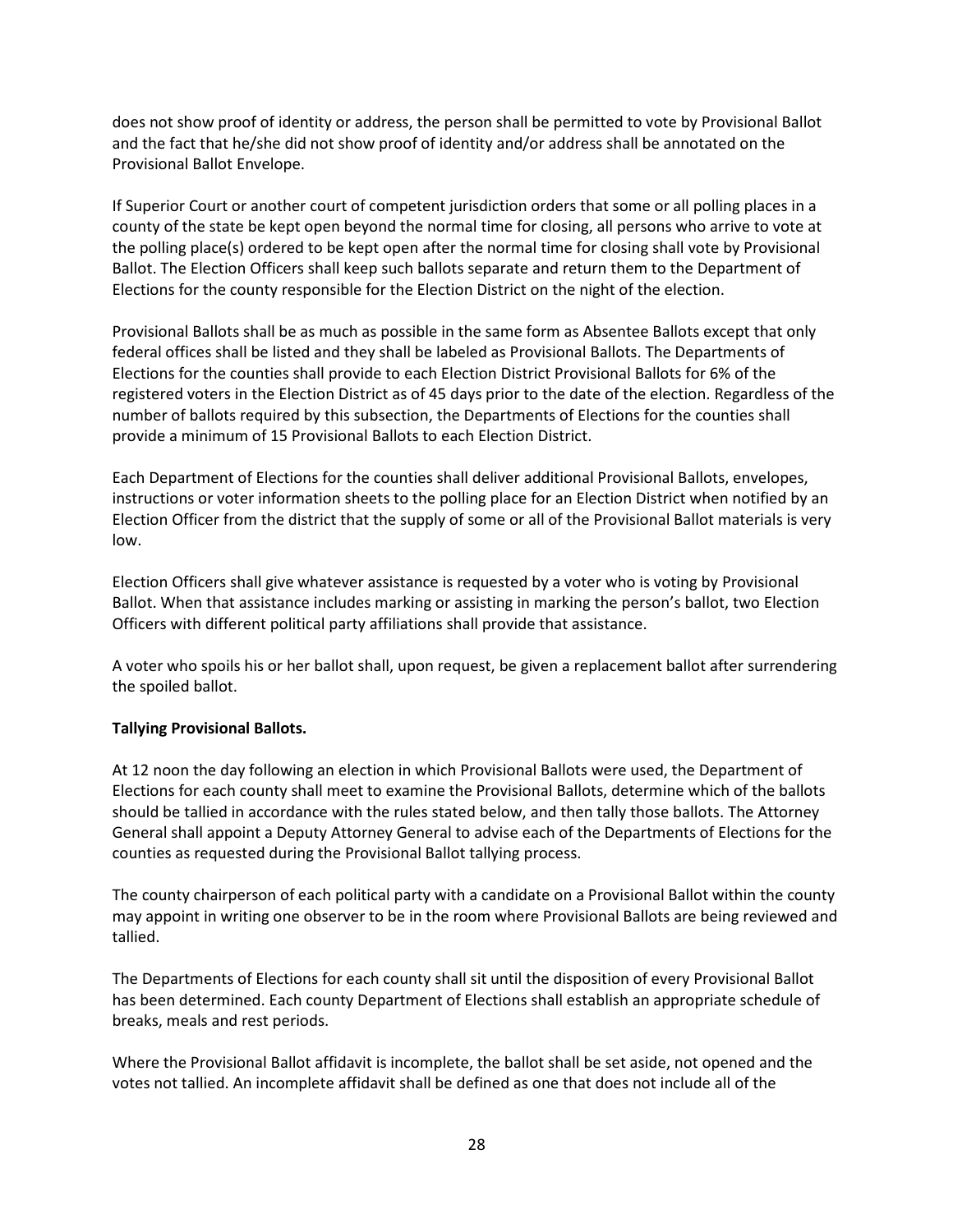does not show proof of identity or address, the person shall be permitted to vote by Provisional Ballot and the fact that he/she did not show proof of identity and/or address shall be annotated on the Provisional Ballot Envelope.

If Superior Court or another court of competent jurisdiction orders that some or all polling places in a county of the state be kept open beyond the normal time for closing, all persons who arrive to vote at the polling place(s) ordered to be kept open after the normal time for closing shall vote by Provisional Ballot. The Election Officers shall keep such ballots separate and return them to the Department of Elections for the county responsible for the Election District on the night of the election.

Provisional Ballots shall be as much as possible in the same form as Absentee Ballots except that only federal offices shall be listed and they shall be labeled as Provisional Ballots. The Departments of Elections for the counties shall provide to each Election District Provisional Ballots for 6% of the registered voters in the Election District as of 45 days prior to the date of the election. Regardless of the number of ballots required by this subsection, the Departments of Elections for the counties shall provide a minimum of 15 Provisional Ballots to each Election District.

Each Department of Elections for the counties shall deliver additional Provisional Ballots, envelopes, instructions or voter information sheets to the polling place for an Election District when notified by an Election Officer from the district that the supply of some or all of the Provisional Ballot materials is very low.

Election Officers shall give whatever assistance is requested by a voter who is voting by Provisional Ballot. When that assistance includes marking or assisting in marking the person's ballot, two Election Officers with different political party affiliations shall provide that assistance.

A voter who spoils his or her ballot shall, upon request, be given a replacement ballot after surrendering the spoiled ballot.

**Tallying Provisional Ballots.**

At 12 noon the day following an election in which Provisional Ballots were used, the Department of Elections for each county shall meet to examine the Provisional Ballots, determine which of the ballots should be tallied in accordance with the rules stated below, and then tally those ballots. The Attorney General shall appoint a Deputy Attorney General to advise each of the Departments of Elections for the counties as requested during the Provisional Ballot tallying process.

The county chairperson of each political party with a candidate on a Provisional Ballot within the county may appoint in writing one observer to be in the room where Provisional Ballots are being reviewed and tallied.

The Departments of Elections for each county shall sit until the disposition of every Provisional Ballot has been determined. Each county Department of Elections shall establish an appropriate schedule of breaks, meals and rest periods.

Where the Provisional Ballot affidavit is incomplete, the ballot shall be set aside, not opened and the votes not tallied. An incomplete affidavit shall be defined as one that does not include all of the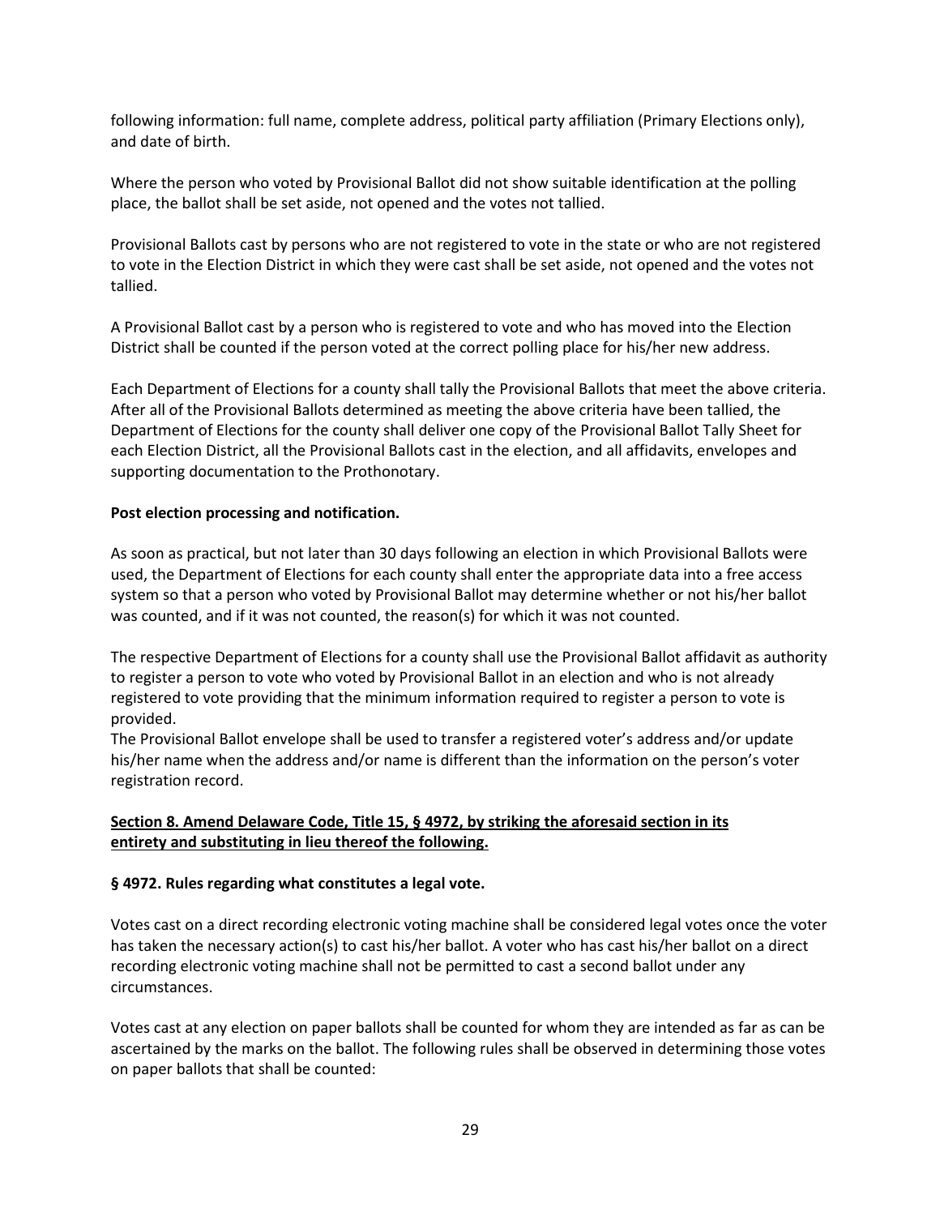following information: full name, complete address, political party affiliation (Primary Elections only), and date of birth.

Where the person who voted by Provisional Ballot did not show suitable identification at the polling place, the ballot shall be set aside, not opened and the votes not tallied.

Provisional Ballots cast by persons who are not registered to vote in the state or who are not registered to vote in the Election District in which they were cast shall be set aside, not opened and the votes not tallied.

A Provisional Ballot cast by a person who is registered to vote and who has moved into the Election District shall be counted if the person voted at the correct polling place for his/her new address.

Each Department of Elections for a county shall tally the Provisional Ballots that meet the above criteria. After all of the Provisional Ballots determined as meeting the above criteria have been tallied, the Department of Elections for the county shall deliver one copy of the Provisional Ballot Tally Sheet for each Election District, all the Provisional Ballots cast in the election, and all affidavits, envelopes and supporting documentation to the Prothonotary.

**Post election processing and notification.**

As soon as practical, but not later than 30 days following an election in which Provisional Ballots were used, the Department of Elections for each county shall enter the appropriate data into a free access system so that a person who voted by Provisional Ballot may determine whether or not his/her ballot was counted, and if it was not counted, the reason(s) for which it was not counted.

The respective Department of Elections for a county shall use the Provisional Ballot affidavit as authority to register a person to vote who voted by Provisional Ballot in an election and who is not already registered to vote providing that the minimum information required to register a person to vote is provided.
The Provisional Ballot envelope shall be used to transfer a registered voter's address and/or update his/her name when the address and/or name is different than the information on the person's voter registration record.

**<u>Section 8. Amend Delaware Code, Title 15, § 4972, by striking the aforesaid section in its entirety and substituting in lieu thereof the following.</u>**

**§ 4972. Rules regarding what constitutes a legal vote.**

Votes cast on a direct recording electronic voting machine shall be considered legal votes once the voter has taken the necessary action(s) to cast his/her ballot. A voter who has cast his/her ballot on a direct recording electronic voting machine shall not be permitted to cast a second ballot under any circumstances.

Votes cast at any election on paper ballots shall be counted for whom they are intended as far as can be ascertained by the marks on the ballot. The following rules shall be observed in determining those votes on paper ballots that shall be counted: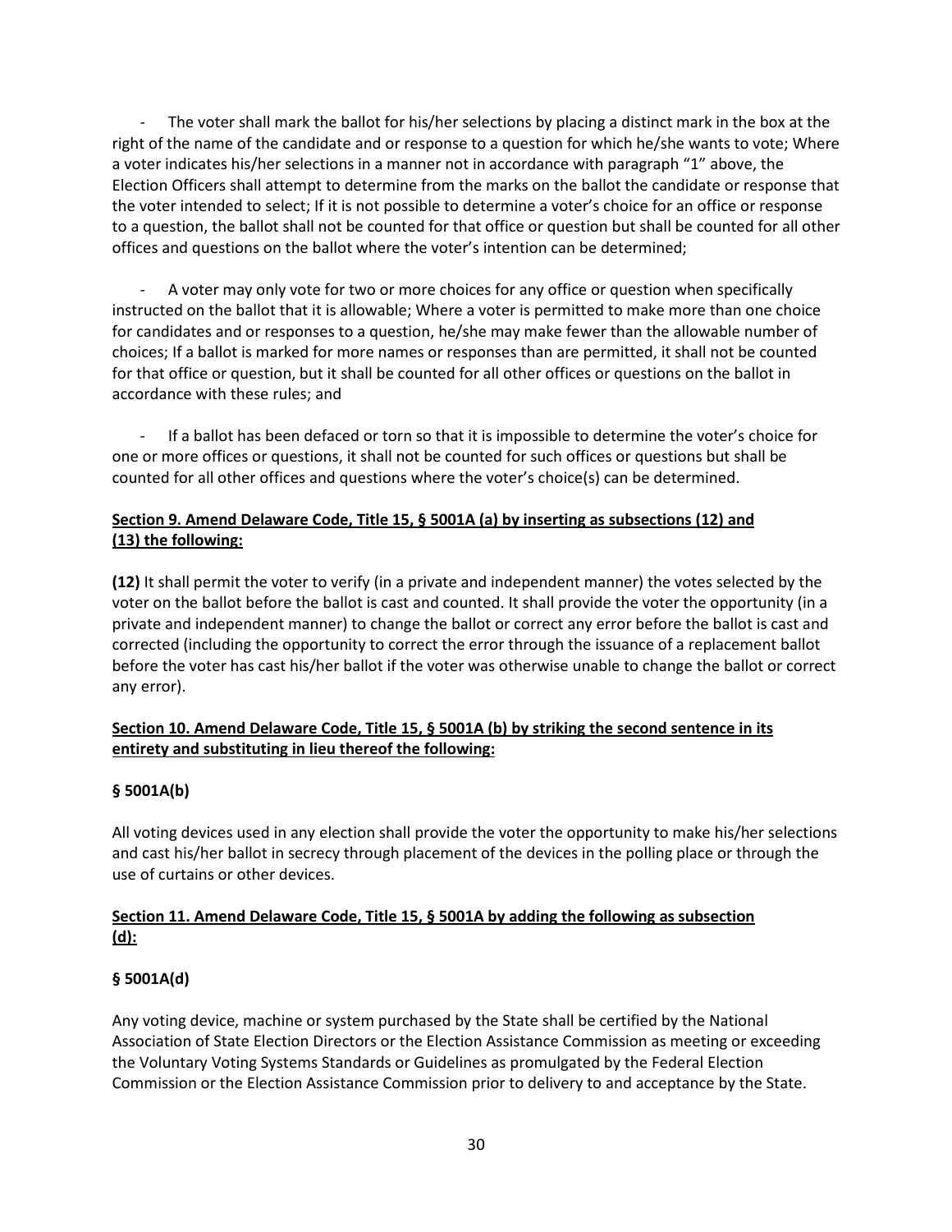- The voter shall mark the ballot for his/her selections by placing a distinct mark in the box at the right of the name of the candidate and or response to a question for which he/she wants to vote; Where a voter indicates his/her selections in a manner not in accordance with paragraph "1" above, the Election Officers shall attempt to determine from the marks on the ballot the candidate or response that the voter intended to select; If it is not possible to determine a voter's choice for an office or response to a question, the ballot shall not be counted for that office or question but shall be counted for all other offices and questions on the ballot where the voter's intention can be determined;

- A voter may only vote for two or more choices for any office or question when specifically instructed on the ballot that it is allowable; Where a voter is permitted to make more than one choice for candidates and or responses to a question, he/she may make fewer than the allowable number of choices; If a ballot is marked for more names or responses than are permitted, it shall not be counted for that office or question, but it shall be counted for all other offices or questions on the ballot in accordance with these rules; and

- If a ballot has been defaced or torn so that it is impossible to determine the voter's choice for one or more offices or questions, it shall not be counted for such offices or questions but shall be counted for all other offices and questions where the voter's choice(s) can be determined.

**Section 9. Amend Delaware Code, Title 15, § 5001A (a) by inserting as subsections (12) and (13) the following:**

**(12)** It shall permit the voter to verify (in a private and independent manner) the votes selected by the voter on the ballot before the ballot is cast and counted. It shall provide the voter the opportunity (in a private and independent manner) to change the ballot or correct any error before the ballot is cast and corrected (including the opportunity to correct the error through the issuance of a replacement ballot before the voter has cast his/her ballot if the voter was otherwise unable to change the ballot or correct any error).

**Section 10. Amend Delaware Code, Title 15, § 5001A (b) by striking the second sentence in its entirety and substituting in lieu thereof the following:**

**§ 5001A(b)**

All voting devices used in any election shall provide the voter the opportunity to make his/her selections and cast his/her ballot in secrecy through placement of the devices in the polling place or through the use of curtains or other devices.

**Section 11. Amend Delaware Code, Title 15, § 5001A by adding the following as subsection (d):**

**§ 5001A(d)**

Any voting device, machine or system purchased by the State shall be certified by the National Association of State Election Directors or the Election Assistance Commission as meeting or exceeding the Voluntary Voting Systems Standards or Guidelines as promulgated by the Federal Election Commission or the Election Assistance Commission prior to delivery to and acceptance by the State.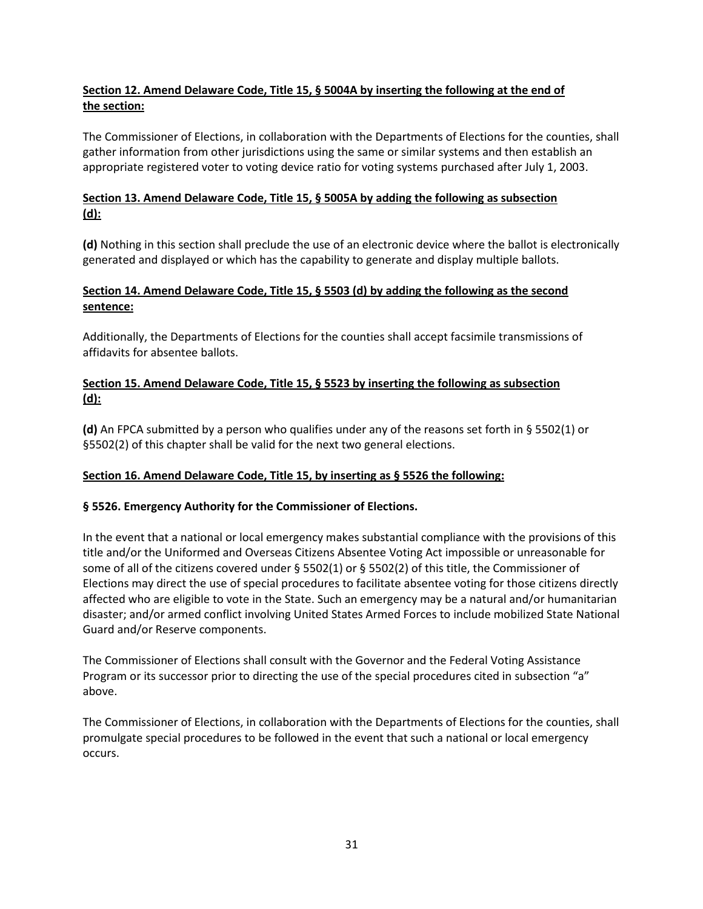**Section 12. Amend Delaware Code, Title 15, § 5004A by inserting the following at the end of the section:**

The Commissioner of Elections, in collaboration with the Departments of Elections for the counties, shall gather information from other jurisdictions using the same or similar systems and then establish an appropriate registered voter to voting device ratio for voting systems purchased after July 1, 2003.

**Section 13. Amend Delaware Code, Title 15, § 5005A by adding the following as subsection (d):**

**(d)** Nothing in this section shall preclude the use of an electronic device where the ballot is electronically generated and displayed or which has the capability to generate and display multiple ballots.

**Section 14. Amend Delaware Code, Title 15, § 5503 (d) by adding the following as the second sentence:**

Additionally, the Departments of Elections for the counties shall accept facsimile transmissions of affidavits for absentee ballots.

**Section 15. Amend Delaware Code, Title 15, § 5523 by inserting the following as subsection (d):**

**(d)** An FPCA submitted by a person who qualifies under any of the reasons set forth in § 5502(1) or §5502(2) of this chapter shall be valid for the next two general elections.

**Section 16. Amend Delaware Code, Title 15, by inserting as § 5526 the following:**

**§ 5526. Emergency Authority for the Commissioner of Elections.**

In the event that a national or local emergency makes substantial compliance with the provisions of this title and/or the Uniformed and Overseas Citizens Absentee Voting Act impossible or unreasonable for some of all of the citizens covered under § 5502(1) or § 5502(2) of this title, the Commissioner of Elections may direct the use of special procedures to facilitate absentee voting for those citizens directly affected who are eligible to vote in the State. Such an emergency may be a natural and/or humanitarian disaster; and/or armed conflict involving United States Armed Forces to include mobilized State National Guard and/or Reserve components.

The Commissioner of Elections shall consult with the Governor and the Federal Voting Assistance Program or its successor prior to directing the use of the special procedures cited in subsection "a" above.

The Commissioner of Elections, in collaboration with the Departments of Elections for the counties, shall promulgate special procedures to be followed in the event that such a national or local emergency occurs.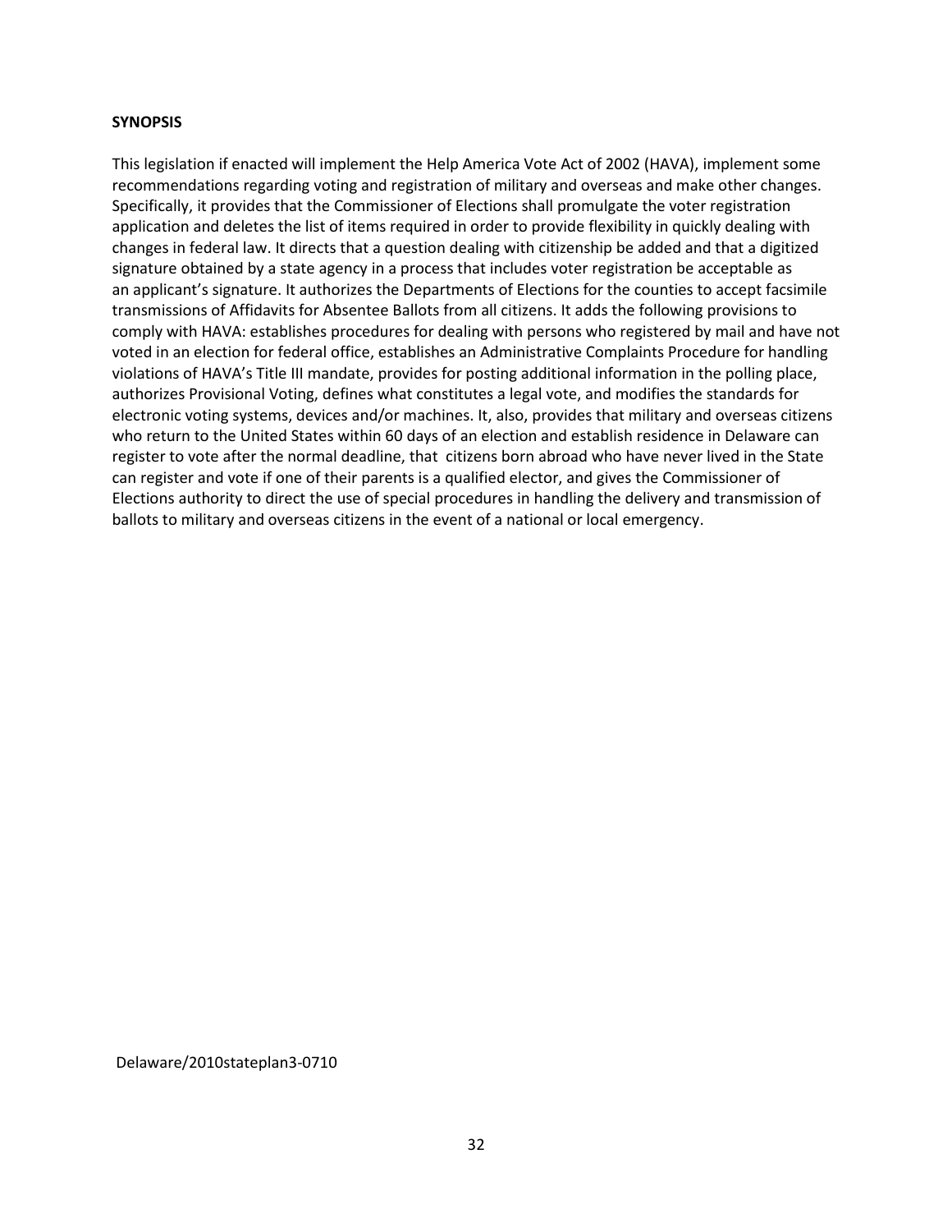**SYNOPSIS**

This legislation if enacted will implement the Help America Vote Act of 2002 (HAVA), implement some recommendations regarding voting and registration of military and overseas and make other changes. Specifically, it provides that the Commissioner of Elections shall promulgate the voter registration application and deletes the list of items required in order to provide flexibility in quickly dealing with changes in federal law. It directs that a question dealing with citizenship be added and that a digitized signature obtained by a state agency in a process that includes voter registration be acceptable as an applicant's signature. It authorizes the Departments of Elections for the counties to accept facsimile transmissions of Affidavits for Absentee Ballots from all citizens. It adds the following provisions to comply with HAVA: establishes procedures for dealing with persons who registered by mail and have not voted in an election for federal office, establishes an Administrative Complaints Procedure for handling violations of HAVA's Title III mandate, provides for posting additional information in the polling place, authorizes Provisional Voting, defines what constitutes a legal vote, and modifies the standards for electronic voting systems, devices and/or machines. It, also, provides that military and overseas citizens who return to the United States within 60 days of an election and establish residence in Delaware can register to vote after the normal deadline, that citizens born abroad who have never lived in the State can register and vote if one of their parents is a qualified elector, and gives the Commissioner of Elections authority to direct the use of special procedures in handling the delivery and transmission of ballots to military and overseas citizens in the event of a national or local emergency.

Delaware/2010stateplan3-0710